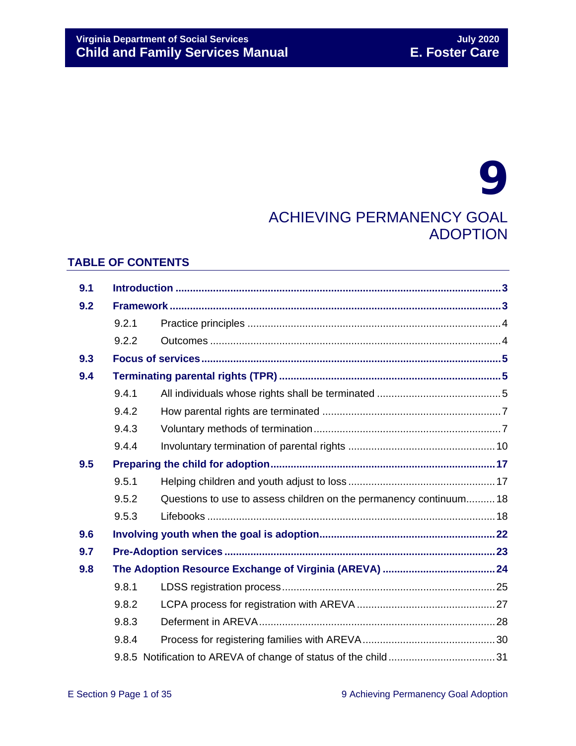# 9

# ACHIEVING PERMANENCY GOAL ADOPTION

## TABLE OF CONTENTS

| | | |
|---|---|---|
| **9.1** | **Introduction** | **3** |
| **9.2** | **Framework** | **3** |
| 9.2.1 | Practice principles | 4 |
| 9.2.2 | Outcomes | 4 |
| **9.3** | **Focus of services** | **5** |
| **9.4** | **Terminating parental rights (TPR)** | **5** |
| 9.4.1 | All individuals whose rights shall be terminated | 5 |
| 9.4.2 | How parental rights are terminated | 7 |
| 9.4.3 | Voluntary methods of termination | 7 |
| 9.4.4 | Involuntary termination of parental rights | 10 |
| **9.5** | **Preparing the child for adoption** | **17** |
| 9.5.1 | Helping children and youth adjust to loss | 17 |
| 9.5.2 | Questions to use to assess children on the permanency continuum | 18 |
| 9.5.3 | Lifebooks | 18 |
| **9.6** | **Involving youth when the goal is adoption** | **22** |
| **9.7** | **Pre-Adoption services** | **23** |
| **9.8** | **The Adoption Resource Exchange of Virginia (AREVA)** | **24** |
| 9.8.1 | LDSS registration process | 25 |
| 9.8.2 | LCPA process for registration with AREVA | 27 |
| 9.8.3 | Deferment in AREVA | 28 |
| 9.8.4 | Process for registering families with AREVA | 30 |
| 9.8.5 | Notification to AREVA of change of status of the child | 31 |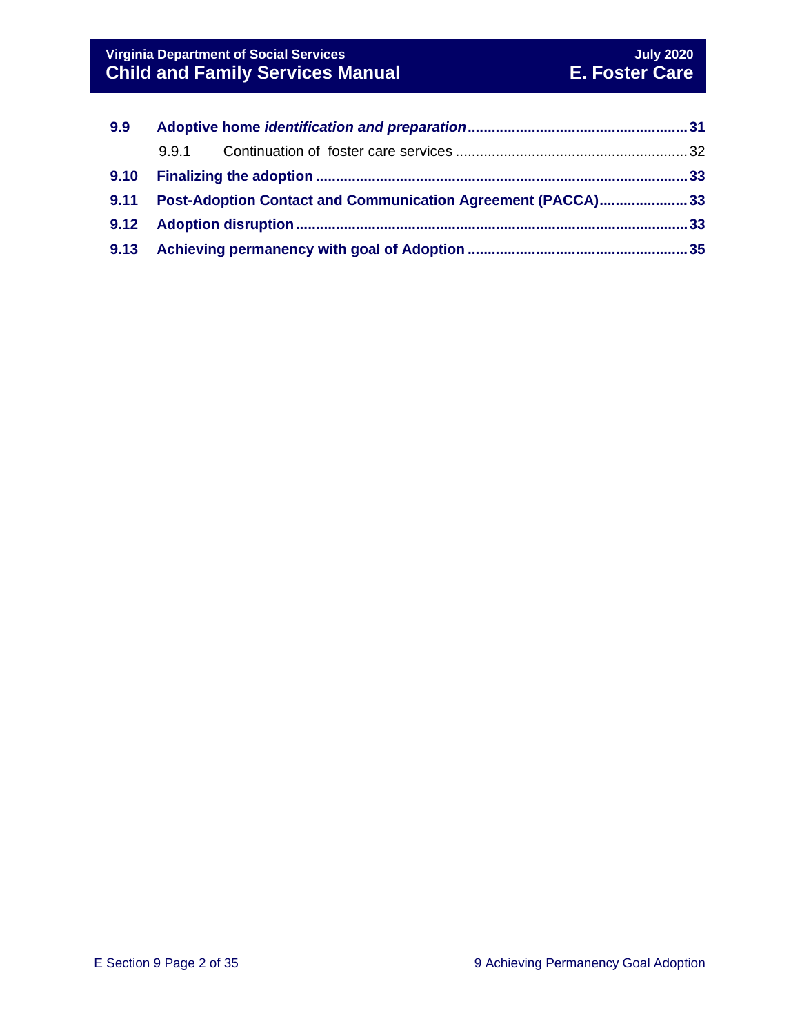**9.9 Adoptive home *identification and preparation*** ...... 31

9.9.1 Continuation of foster care services ...... 32

**9.10 Finalizing the adoption** ...... 33

**9.11 Post-Adoption Contact and Communication Agreement (PACCA)** ...... 33

**9.12 Adoption disruption** ...... 33

**9.13 Achieving permanency with goal of Adoption** ...... 35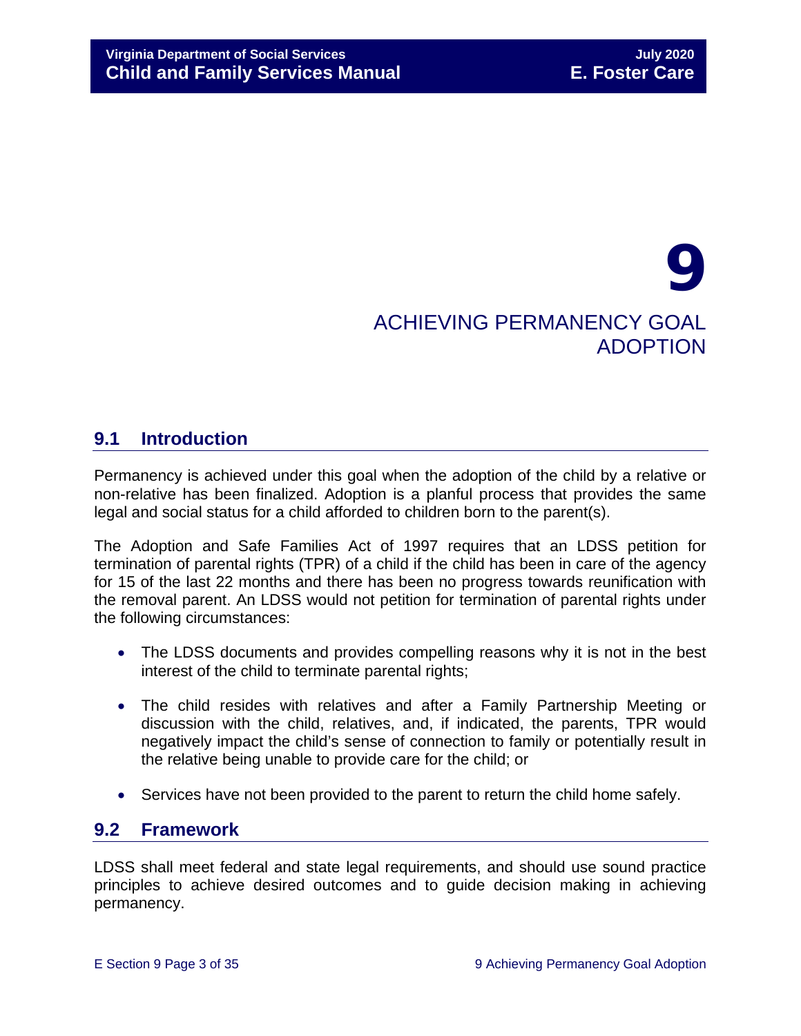# 9

# ACHIEVING PERMANENCY GOAL ADOPTION

## 9.1 Introduction

Permanency is achieved under this goal when the adoption of the child by a relative or non-relative has been finalized. Adoption is a planful process that provides the same legal and social status for a child afforded to children born to the parent(s).

The Adoption and Safe Families Act of 1997 requires that an LDSS petition for termination of parental rights (TPR) of a child if the child has been in care of the agency for 15 of the last 22 months and there has been no progress towards reunification with the removal parent. An LDSS would not petition for termination of parental rights under the following circumstances:

- The LDSS documents and provides compelling reasons why it is not in the best interest of the child to terminate parental rights;
- The child resides with relatives and after a Family Partnership Meeting or discussion with the child, relatives, and, if indicated, the parents, TPR would negatively impact the child's sense of connection to family or potentially result in the relative being unable to provide care for the child; or
- Services have not been provided to the parent to return the child home safely.

## 9.2 Framework

LDSS shall meet federal and state legal requirements, and should use sound practice principles to achieve desired outcomes and to guide decision making in achieving permanency.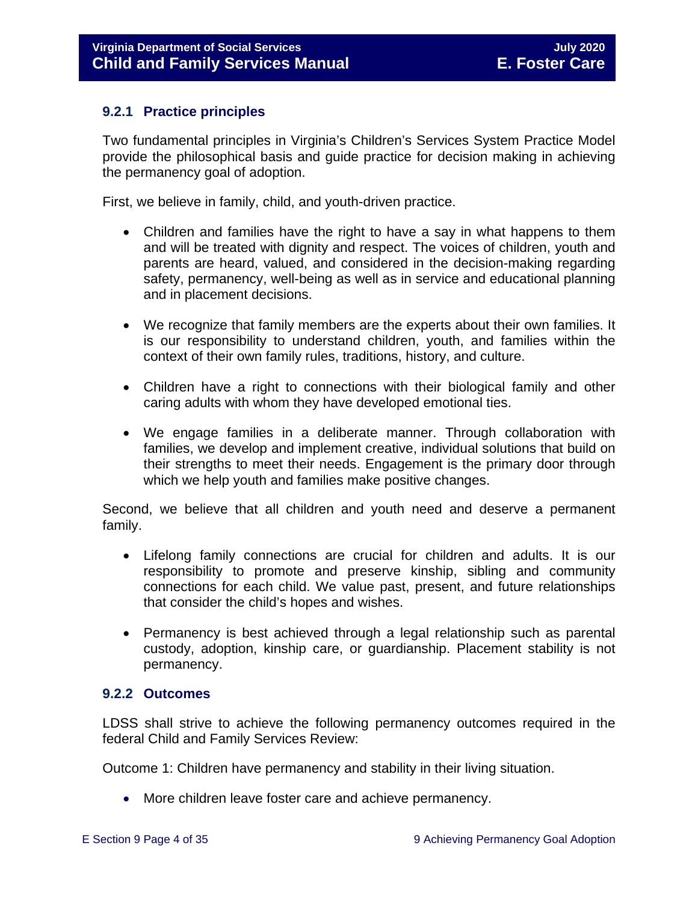### 9.2.1 Practice principles

Two fundamental principles in Virginia's Children's Services System Practice Model provide the philosophical basis and guide practice for decision making in achieving the permanency goal of adoption.

First, we believe in family, child, and youth-driven practice.

- Children and families have the right to have a say in what happens to them and will be treated with dignity and respect. The voices of children, youth and parents are heard, valued, and considered in the decision-making regarding safety, permanency, well-being as well as in service and educational planning and in placement decisions.
- We recognize that family members are the experts about their own families. It is our responsibility to understand children, youth, and families within the context of their own family rules, traditions, history, and culture.
- Children have a right to connections with their biological family and other caring adults with whom they have developed emotional ties.
- We engage families in a deliberate manner. Through collaboration with families, we develop and implement creative, individual solutions that build on their strengths to meet their needs. Engagement is the primary door through which we help youth and families make positive changes.

Second, we believe that all children and youth need and deserve a permanent family.

- Lifelong family connections are crucial for children and adults. It is our responsibility to promote and preserve kinship, sibling and community connections for each child. We value past, present, and future relationships that consider the child's hopes and wishes.
- Permanency is best achieved through a legal relationship such as parental custody, adoption, kinship care, or guardianship. Placement stability is not permanency.

### 9.2.2 Outcomes

LDSS shall strive to achieve the following permanency outcomes required in the federal Child and Family Services Review:

Outcome 1: Children have permanency and stability in their living situation.

- More children leave foster care and achieve permanency.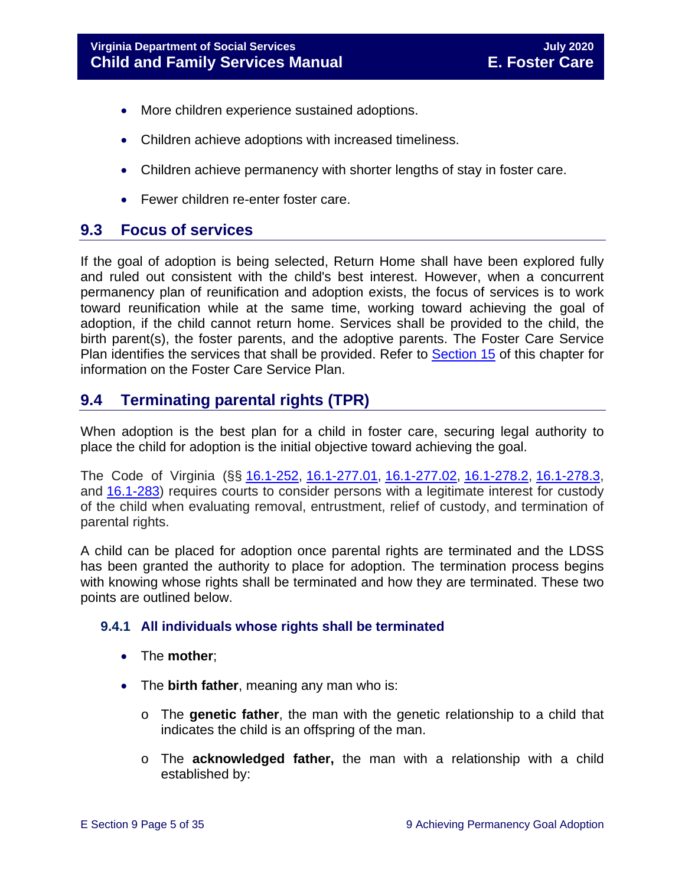- More children experience sustained adoptions.
- Children achieve adoptions with increased timeliness.
- Children achieve permanency with shorter lengths of stay in foster care.
- Fewer children re-enter foster care.

## 9.3 Focus of services

If the goal of adoption is being selected, Return Home shall have been explored fully and ruled out consistent with the child's best interest. However, when a concurrent permanency plan of reunification and adoption exists, the focus of services is to work toward reunification while at the same time, working toward achieving the goal of adoption, if the child cannot return home. Services shall be provided to the child, the birth parent(s), the foster parents, and the adoptive parents. The Foster Care Service Plan identifies the services that shall be provided. Refer to Section 15 of this chapter for information on the Foster Care Service Plan.

## 9.4 Terminating parental rights (TPR)

When adoption is the best plan for a child in foster care, securing legal authority to place the child for adoption is the initial objective toward achieving the goal.

The Code of Virginia (§§ 16.1-252, 16.1-277.01, 16.1-277.02, 16.1-278.2, 16.1-278.3, and 16.1-283) requires courts to consider persons with a legitimate interest for custody of the child when evaluating removal, entrustment, relief of custody, and termination of parental rights.

A child can be placed for adoption once parental rights are terminated and the LDSS has been granted the authority to place for adoption. The termination process begins with knowing whose rights shall be terminated and how they are terminated. These two points are outlined below.

### 9.4.1 All individuals whose rights shall be terminated

- The **mother**;
- The **birth father**, meaning any man who is:
  - The **genetic father**, the man with the genetic relationship to a child that indicates the child is an offspring of the man.
  - The **acknowledged father,** the man with a relationship with a child established by: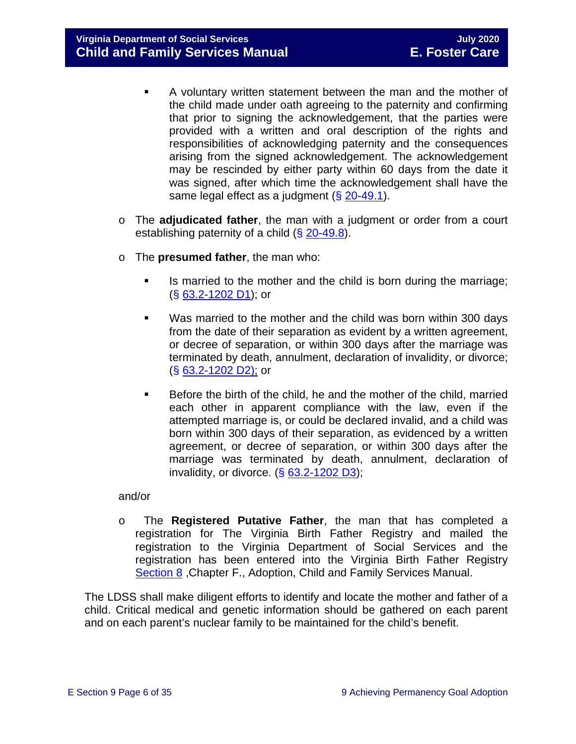- A voluntary written statement between the man and the mother of the child made under oath agreeing to the paternity and confirming that prior to signing the acknowledgement, that the parties were provided with a written and oral description of the rights and responsibilities of acknowledging paternity and the consequences arising from the signed acknowledgement. The acknowledgement may be rescinded by either party within 60 days from the date it was signed, after which time the acknowledgement shall have the same legal effect as a judgment (§ [20-49.1](#)).

    - The **adjudicated father**, the man with a judgment or order from a court establishing paternity of a child (§ [20-49.8](#)).

    - The **presumed father**, the man who:

        - Is married to the mother and the child is born during the marriage; (§ [63.2-1202 D1](#)); or

        - Was married to the mother and the child was born within 300 days from the date of their separation as evident by a written agreement, or decree of separation, or within 300 days after the marriage was terminated by death, annulment, declaration of invalidity, or divorce; (§ [63.2-1202 D2);](#) or

        - Before the birth of the child, he and the mother of the child, married each other in apparent compliance with the law, even if the attempted marriage is, or could be declared invalid, and a child was born within 300 days of their separation, as evidenced by a written agreement, or decree of separation, or within 300 days after the marriage was terminated by death, annulment, declaration of invalidity, or divorce. (§ [63.2-1202 D3](#));

    and/or

    - The **Registered Putative Father**, the man that has completed a registration for The Virginia Birth Father Registry and mailed the registration to the Virginia Department of Social Services and the registration has been entered into the Virginia Birth Father Registry [Section 8](#) ,Chapter F., Adoption, Child and Family Services Manual.

The LDSS shall make diligent efforts to identify and locate the mother and father of a child. Critical medical and genetic information should be gathered on each parent and on each parent's nuclear family to be maintained for the child's benefit.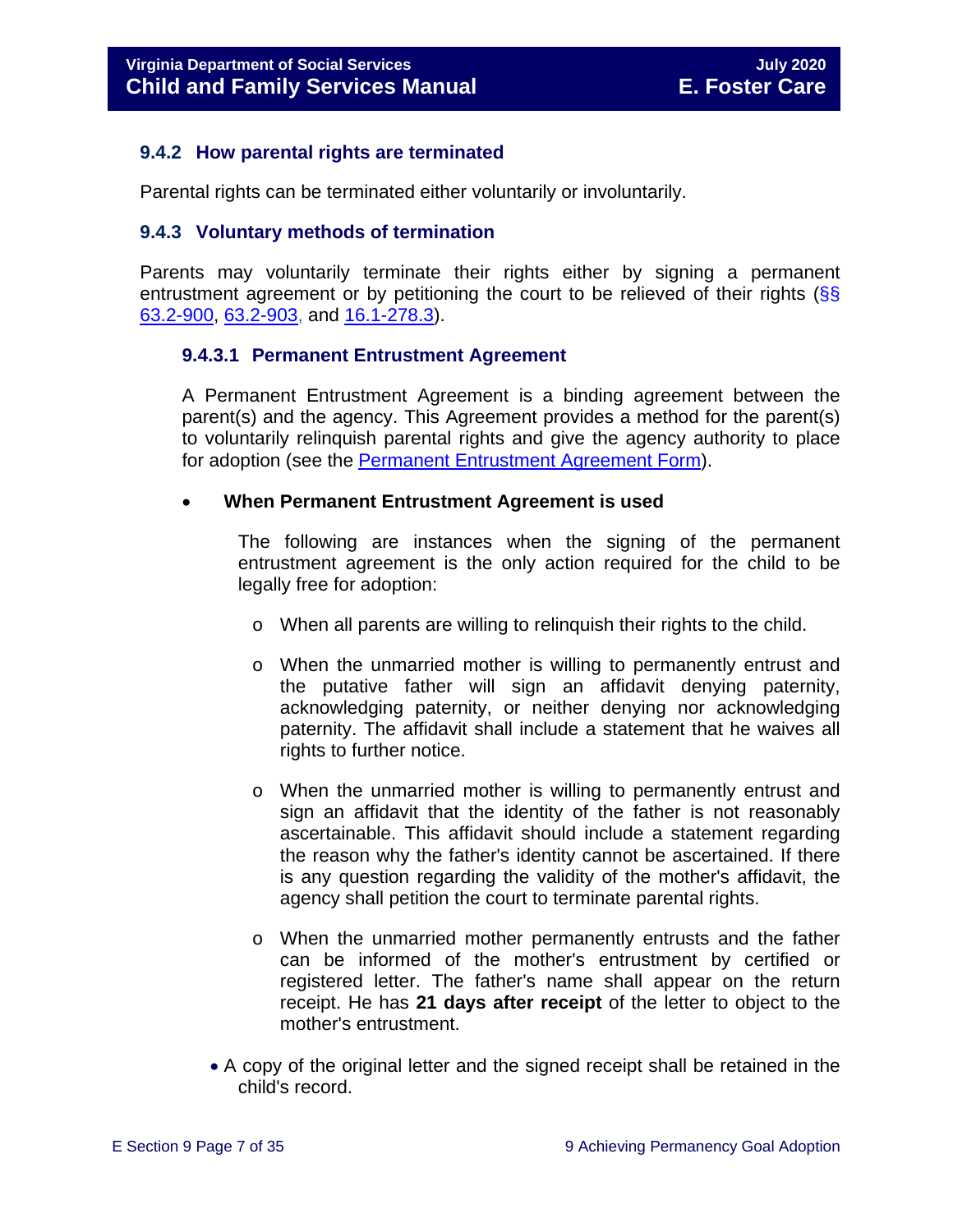### 9.4.2 How parental rights are terminated

Parental rights can be terminated either voluntarily or involuntarily.

### 9.4.3 Voluntary methods of termination

Parents may voluntarily terminate their rights either by signing a permanent entrustment agreement or by petitioning the court to be relieved of their rights (§§ 63.2-900, 63.2-903, and 16.1-278.3).

#### 9.4.3.1 Permanent Entrustment Agreement

A Permanent Entrustment Agreement is a binding agreement between the parent(s) and the agency. This Agreement provides a method for the parent(s) to voluntarily relinquish parental rights and give the agency authority to place for adoption (see the Permanent Entrustment Agreement Form).

- **When Permanent Entrustment Agreement is used**

  The following are instances when the signing of the permanent entrustment agreement is the only action required for the child to be legally free for adoption:

  - When all parents are willing to relinquish their rights to the child.
  - When the unmarried mother is willing to permanently entrust and the putative father will sign an affidavit denying paternity, acknowledging paternity, or neither denying nor acknowledging paternity. The affidavit shall include a statement that he waives all rights to further notice.
  - When the unmarried mother is willing to permanently entrust and sign an affidavit that the identity of the father is not reasonably ascertainable. This affidavit should include a statement regarding the reason why the father's identity cannot be ascertained. If there is any question regarding the validity of the mother's affidavit, the agency shall petition the court to terminate parental rights.
  - When the unmarried mother permanently entrusts and the father can be informed of the mother's entrustment by certified or registered letter. The father's name shall appear on the return receipt. He has **21 days after receipt** of the letter to object to the mother's entrustment.

- A copy of the original letter and the signed receipt shall be retained in the child's record.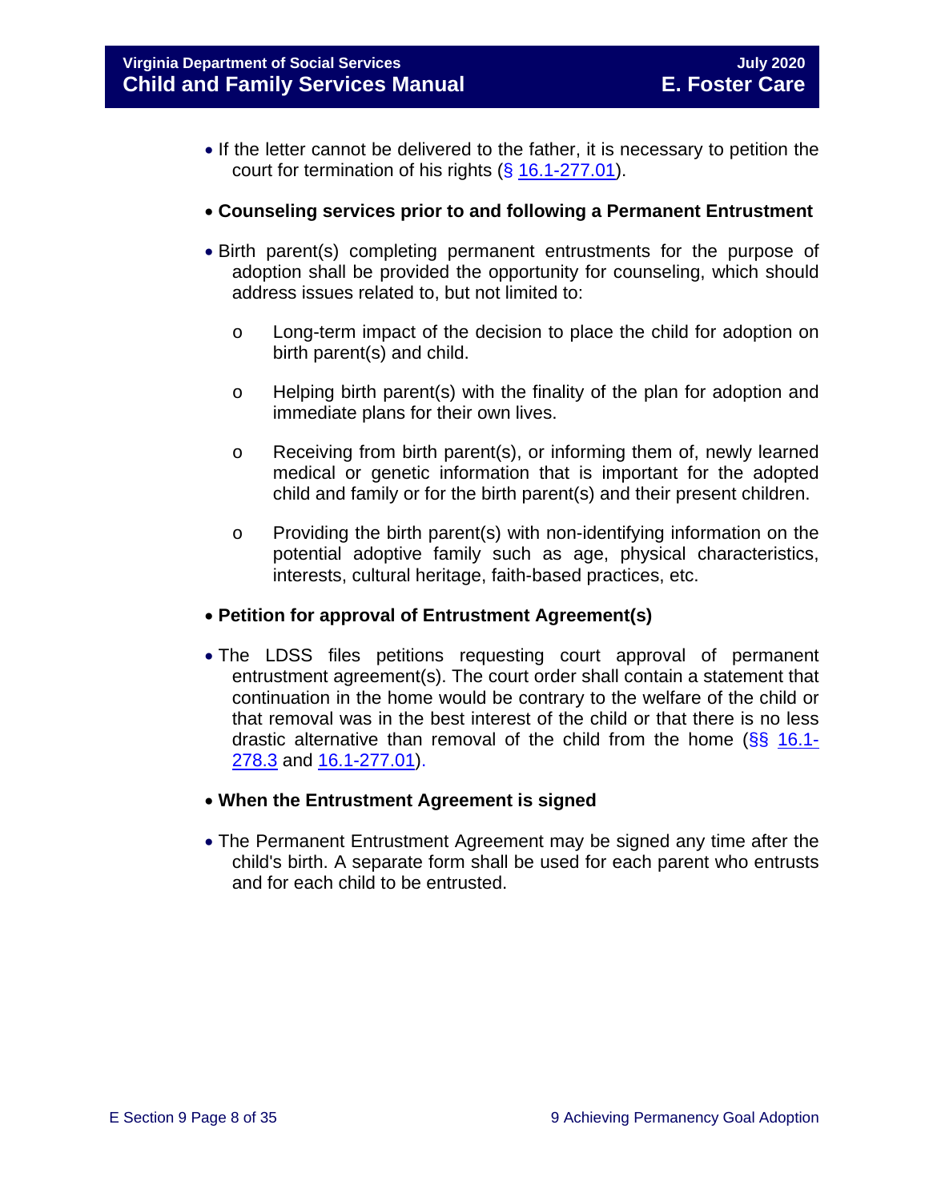- If the letter cannot be delivered to the father, it is necessary to petition the court for termination of his rights (§ 16.1-277.01).

- **Counseling services prior to and following a Permanent Entrustment**

- Birth parent(s) completing permanent entrustments for the purpose of adoption shall be provided the opportunity for counseling, which should address issues related to, but not limited to:

  - Long-term impact of the decision to place the child for adoption on birth parent(s) and child.

  - Helping birth parent(s) with the finality of the plan for adoption and immediate plans for their own lives.

  - Receiving from birth parent(s), or informing them of, newly learned medical or genetic information that is important for the adopted child and family or for the birth parent(s) and their present children.

  - Providing the birth parent(s) with non-identifying information on the potential adoptive family such as age, physical characteristics, interests, cultural heritage, faith-based practices, etc.

- **Petition for approval of Entrustment Agreement(s)**

- The LDSS files petitions requesting court approval of permanent entrustment agreement(s). The court order shall contain a statement that continuation in the home would be contrary to the welfare of the child or that removal was in the best interest of the child or that there is no less drastic alternative than removal of the child from the home (§§ 16.1-278.3 and 16.1-277.01).

- **When the Entrustment Agreement is signed**

- The Permanent Entrustment Agreement may be signed any time after the child's birth. A separate form shall be used for each parent who entrusts and for each child to be entrusted.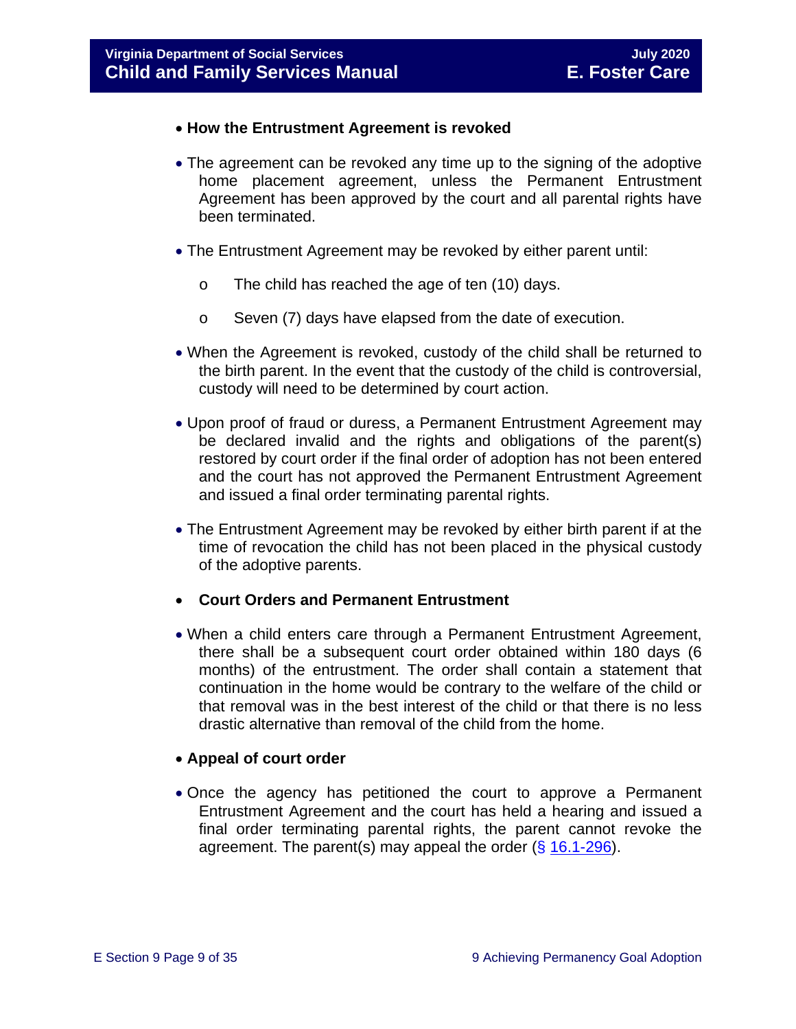- **How the Entrustment Agreement is revoked**

- The agreement can be revoked any time up to the signing of the adoptive home placement agreement, unless the Permanent Entrustment Agreement has been approved by the court and all parental rights have been terminated.

- The Entrustment Agreement may be revoked by either parent until:

    - The child has reached the age of ten (10) days.

    - Seven (7) days have elapsed from the date of execution.

- When the Agreement is revoked, custody of the child shall be returned to the birth parent. In the event that the custody of the child is controversial, custody will need to be determined by court action.

- Upon proof of fraud or duress, a Permanent Entrustment Agreement may be declared invalid and the rights and obligations of the parent(s) restored by court order if the final order of adoption has not been entered and the court has not approved the Permanent Entrustment Agreement and issued a final order terminating parental rights.

- The Entrustment Agreement may be revoked by either birth parent if at the time of revocation the child has not been placed in the physical custody of the adoptive parents.

- **Court Orders and Permanent Entrustment**

- When a child enters care through a Permanent Entrustment Agreement, there shall be a subsequent court order obtained within 180 days (6 months) of the entrustment. The order shall contain a statement that continuation in the home would be contrary to the welfare of the child or that removal was in the best interest of the child or that there is no less drastic alternative than removal of the child from the home.

- **Appeal of court order**

- Once the agency has petitioned the court to approve a Permanent Entrustment Agreement and the court has held a hearing and issued a final order terminating parental rights, the parent cannot revoke the agreement. The parent(s) may appeal the order (§ 16.1-296).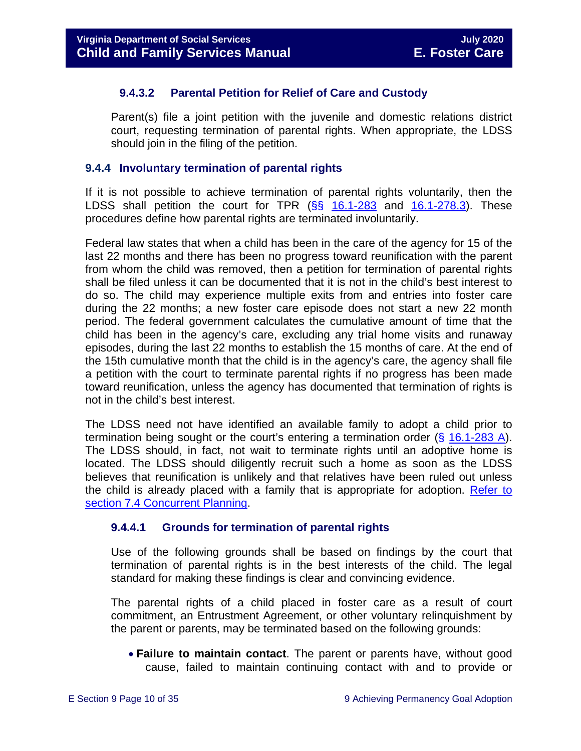#### 9.4.3.2 Parental Petition for Relief of Care and Custody

Parent(s) file a joint petition with the juvenile and domestic relations district court, requesting termination of parental rights. When appropriate, the LDSS should join in the filing of the petition.

### 9.4.4 Involuntary termination of parental rights

If it is not possible to achieve termination of parental rights voluntarily, then the LDSS shall petition the court for TPR (§§ 16.1-283 and 16.1-278.3). These procedures define how parental rights are terminated involuntarily.

Federal law states that when a child has been in the care of the agency for 15 of the last 22 months and there has been no progress toward reunification with the parent from whom the child was removed, then a petition for termination of parental rights shall be filed unless it can be documented that it is not in the child's best interest to do so. The child may experience multiple exits from and entries into foster care during the 22 months; a new foster care episode does not start a new 22 month period. The federal government calculates the cumulative amount of time that the child has been in the agency's care, excluding any trial home visits and runaway episodes, during the last 22 months to establish the 15 months of care. At the end of the 15th cumulative month that the child is in the agency's care, the agency shall file a petition with the court to terminate parental rights if no progress has been made toward reunification, unless the agency has documented that termination of rights is not in the child's best interest.

The LDSS need not have identified an available family to adopt a child prior to termination being sought or the court's entering a termination order (§ 16.1-283 A). The LDSS should, in fact, not wait to terminate rights until an adoptive home is located. The LDSS should diligently recruit such a home as soon as the LDSS believes that reunification is unlikely and that relatives have been ruled out unless the child is already placed with a family that is appropriate for adoption. Refer to section 7.4 Concurrent Planning.

#### 9.4.4.1 Grounds for termination of parental rights

Use of the following grounds shall be based on findings by the court that termination of parental rights is in the best interests of the child. The legal standard for making these findings is clear and convincing evidence.

The parental rights of a child placed in foster care as a result of court commitment, an Entrustment Agreement, or other voluntary relinquishment by the parent or parents, may be terminated based on the following grounds:

- **Failure to maintain contact**. The parent or parents have, without good cause, failed to maintain continuing contact with and to provide or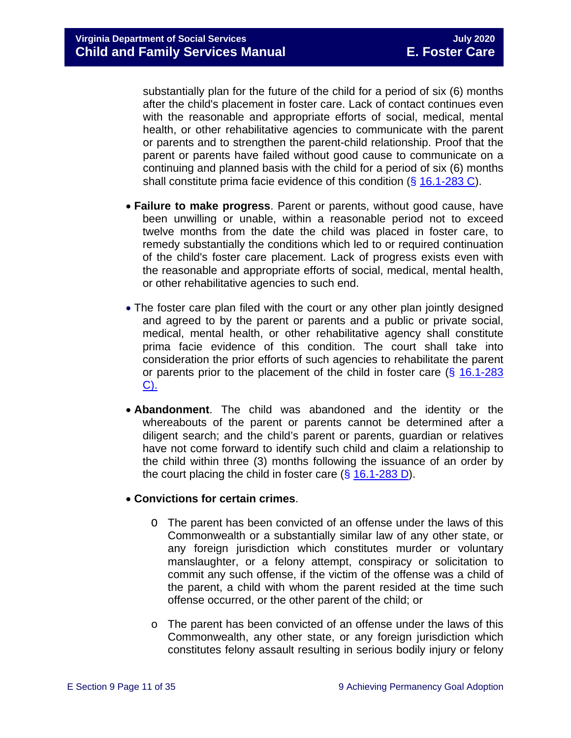substantially plan for the future of the child for a period of six (6) months after the child's placement in foster care. Lack of contact continues even with the reasonable and appropriate efforts of social, medical, mental health, or other rehabilitative agencies to communicate with the parent or parents and to strengthen the parent-child relationship. Proof that the parent or parents have failed without good cause to communicate on a continuing and planned basis with the child for a period of six (6) months shall constitute prima facie evidence of this condition (§ 16.1-283 C).

- **Failure to make progress**. Parent or parents, without good cause, have been unwilling or unable, within a reasonable period not to exceed twelve months from the date the child was placed in foster care, to remedy substantially the conditions which led to or required continuation of the child's foster care placement. Lack of progress exists even with the reasonable and appropriate efforts of social, medical, mental health, or other rehabilitative agencies to such end.

- The foster care plan filed with the court or any other plan jointly designed and agreed to by the parent or parents and a public or private social, medical, mental health, or other rehabilitative agency shall constitute prima facie evidence of this condition. The court shall take into consideration the prior efforts of such agencies to rehabilitate the parent or parents prior to the placement of the child in foster care (§ 16.1-283 C).

- **Abandonment**. The child was abandoned and the identity or the whereabouts of the parent or parents cannot be determined after a diligent search; and the child's parent or parents, guardian or relatives have not come forward to identify such child and claim a relationship to the child within three (3) months following the issuance of an order by the court placing the child in foster care (§ 16.1-283 D).

- **Convictions for certain crimes**.

    - The parent has been convicted of an offense under the laws of this Commonwealth or a substantially similar law of any other state, or any foreign jurisdiction which constitutes murder or voluntary manslaughter, or a felony attempt, conspiracy or solicitation to commit any such offense, if the victim of the offense was a child of the parent, a child with whom the parent resided at the time such offense occurred, or the other parent of the child; or

    - The parent has been convicted of an offense under the laws of this Commonwealth, any other state, or any foreign jurisdiction which constitutes felony assault resulting in serious bodily injury or felony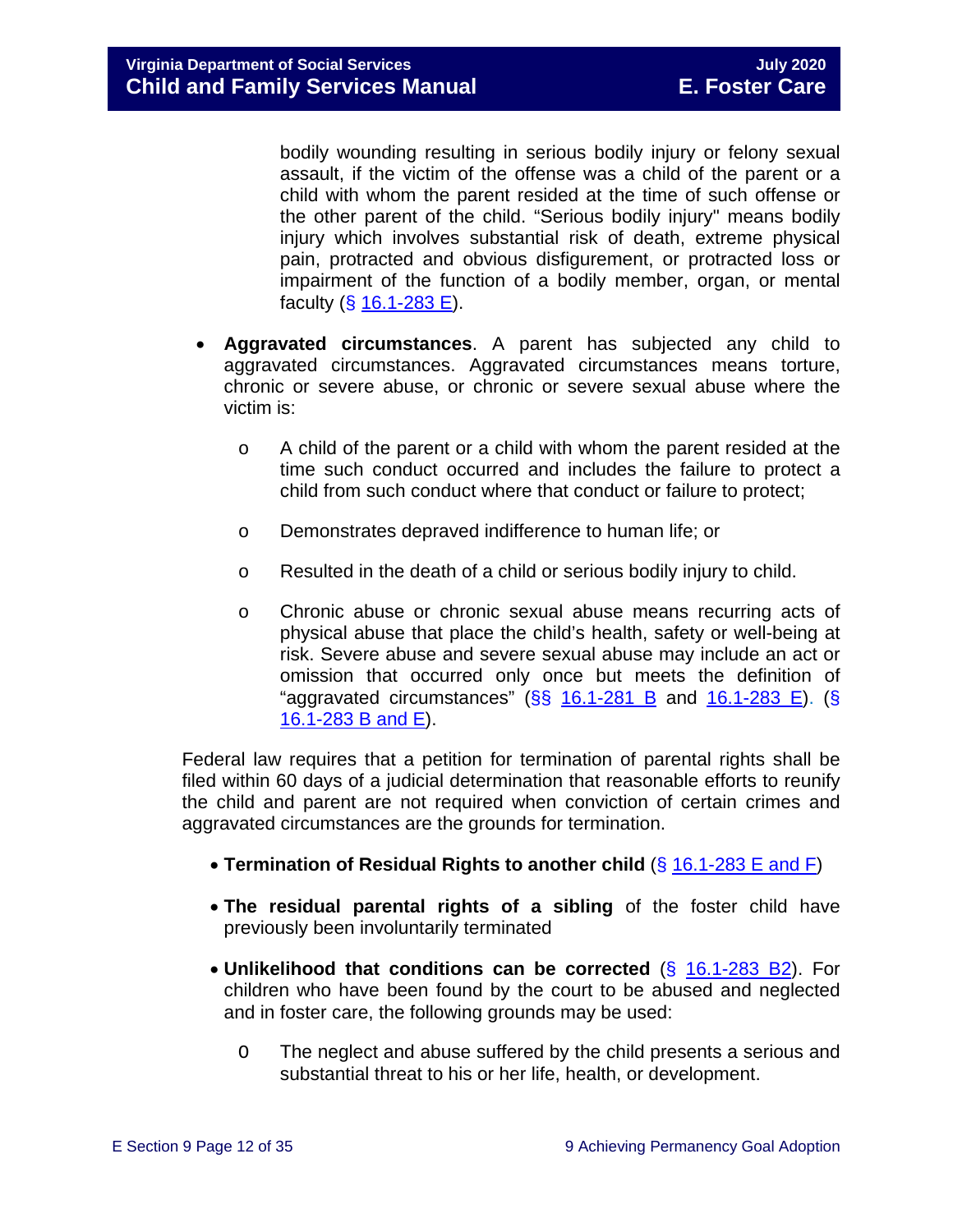bodily wounding resulting in serious bodily injury or felony sexual assault, if the victim of the offense was a child of the parent or a child with whom the parent resided at the time of such offense or the other parent of the child. "Serious bodily injury" means bodily injury which involves substantial risk of death, extreme physical pain, protracted and obvious disfigurement, or protracted loss or impairment of the function of a bodily member, organ, or mental faculty (§ 16.1-283 E).

- **Aggravated circumstances**. A parent has subjected any child to aggravated circumstances. Aggravated circumstances means torture, chronic or severe abuse, or chronic or severe sexual abuse where the victim is:
  - A child of the parent or a child with whom the parent resided at the time such conduct occurred and includes the failure to protect a child from such conduct where that conduct or failure to protect;
  - Demonstrates depraved indifference to human life; or
  - Resulted in the death of a child or serious bodily injury to child.
  - Chronic abuse or chronic sexual abuse means recurring acts of physical abuse that place the child's health, safety or well-being at risk. Severe abuse and severe sexual abuse may include an act or omission that occurred only once but meets the definition of "aggravated circumstances" (§§ 16.1-281 B and 16.1-283 E). (§ 16.1-283 B and E).

Federal law requires that a petition for termination of parental rights shall be filed within 60 days of a judicial determination that reasonable efforts to reunify the child and parent are not required when conviction of certain crimes and aggravated circumstances are the grounds for termination.

- **Termination of Residual Rights to another child** (§ 16.1-283 E and F)
- **The residual parental rights of a sibling** of the foster child have previously been involuntarily terminated
- **Unlikelihood that conditions can be corrected** (§ 16.1-283 B2). For children who have been found by the court to be abused and neglected and in foster care, the following grounds may be used:
  - The neglect and abuse suffered by the child presents a serious and substantial threat to his or her life, health, or development.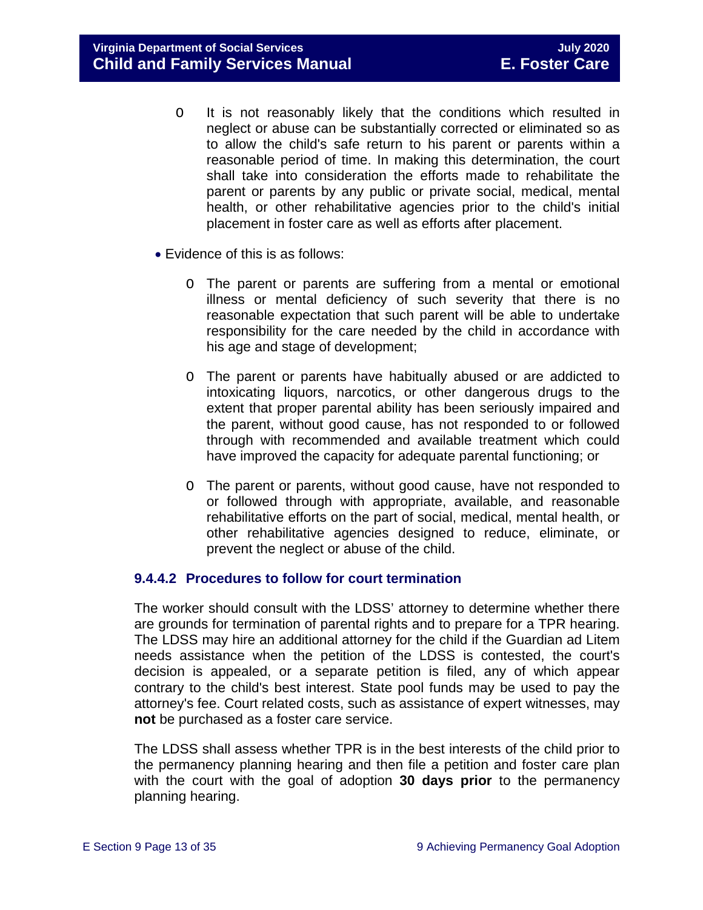- It is not reasonably likely that the conditions which resulted in neglect or abuse can be substantially corrected or eliminated so as to allow the child's safe return to his parent or parents within a reasonable period of time. In making this determination, the court shall take into consideration the efforts made to rehabilitate the parent or parents by any public or private social, medical, mental health, or other rehabilitative agencies prior to the child's initial placement in foster care as well as efforts after placement.

- Evidence of this is as follows:

   - The parent or parents are suffering from a mental or emotional illness or mental deficiency of such severity that there is no reasonable expectation that such parent will be able to undertake responsibility for the care needed by the child in accordance with his age and stage of development;

   - The parent or parents have habitually abused or are addicted to intoxicating liquors, narcotics, or other dangerous drugs to the extent that proper parental ability has been seriously impaired and the parent, without good cause, has not responded to or followed through with recommended and available treatment which could have improved the capacity for adequate parental functioning; or

   - The parent or parents, without good cause, have not responded to or followed through with appropriate, available, and reasonable rehabilitative efforts on the part of social, medical, mental health, or other rehabilitative agencies designed to reduce, eliminate, or prevent the neglect or abuse of the child.

#### 9.4.4.2 Procedures to follow for court termination

The worker should consult with the LDSS' attorney to determine whether there are grounds for termination of parental rights and to prepare for a TPR hearing. The LDSS may hire an additional attorney for the child if the Guardian ad Litem needs assistance when the petition of the LDSS is contested, the court's decision is appealed, or a separate petition is filed, any of which appear contrary to the child's best interest. State pool funds may be used to pay the attorney's fee. Court related costs, such as assistance of expert witnesses, may **not** be purchased as a foster care service.

The LDSS shall assess whether TPR is in the best interests of the child prior to the permanency planning hearing and then file a petition and foster care plan with the court with the goal of adoption **30 days prior** to the permanency planning hearing.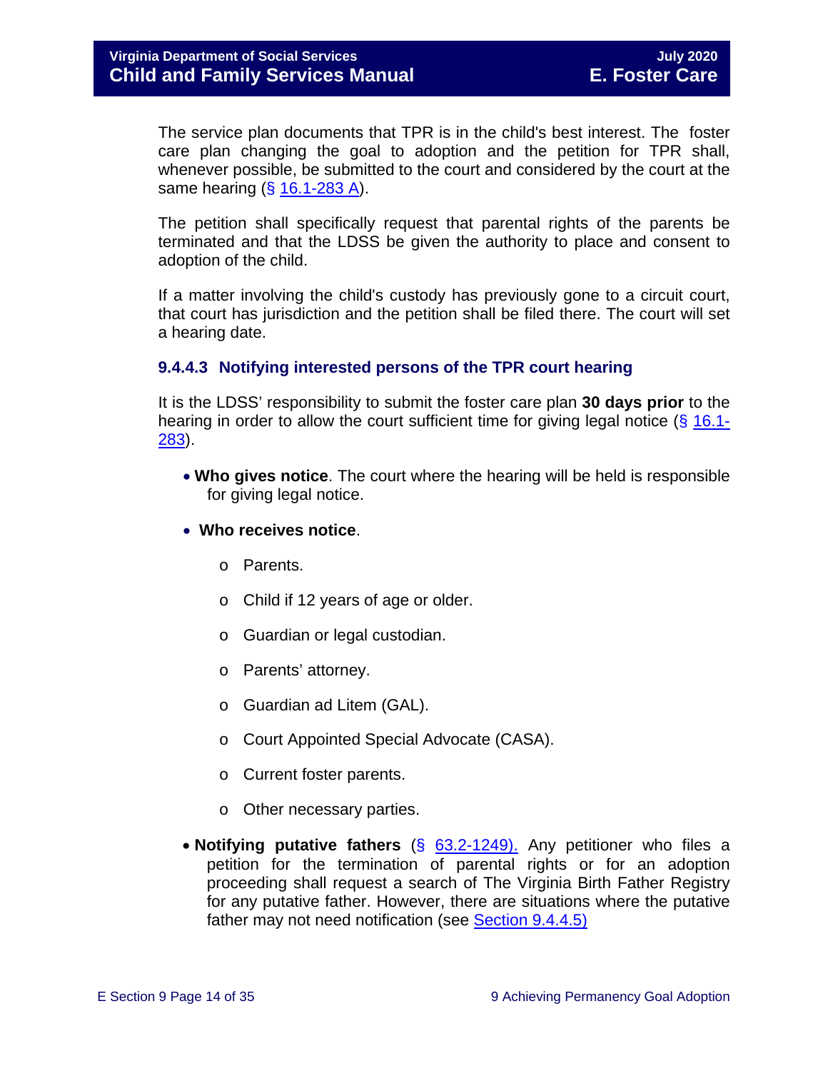The service plan documents that TPR is in the child's best interest. The foster care plan changing the goal to adoption and the petition for TPR shall, whenever possible, be submitted to the court and considered by the court at the same hearing (§ 16.1-283 A).

The petition shall specifically request that parental rights of the parents be terminated and that the LDSS be given the authority to place and consent to adoption of the child.

If a matter involving the child's custody has previously gone to a circuit court, that court has jurisdiction and the petition shall be filed there. The court will set a hearing date.

#### 9.4.4.3 Notifying interested persons of the TPR court hearing

It is the LDSS' responsibility to submit the foster care plan **30 days prior** to the hearing in order to allow the court sufficient time for giving legal notice (§ 16.1-283).

- **Who gives notice**. The court where the hearing will be held is responsible for giving legal notice.
- **Who receives notice**.
  - Parents.
  - Child if 12 years of age or older.
  - Guardian or legal custodian.
  - Parents' attorney.
  - Guardian ad Litem (GAL).
  - Court Appointed Special Advocate (CASA).
  - Current foster parents.
  - Other necessary parties.
- **Notifying putative fathers** (§ 63.2-1249). Any petitioner who files a petition for the termination of parental rights or for an adoption proceeding shall request a search of The Virginia Birth Father Registry for any putative father. However, there are situations where the putative father may not need notification (see Section 9.4.4.5)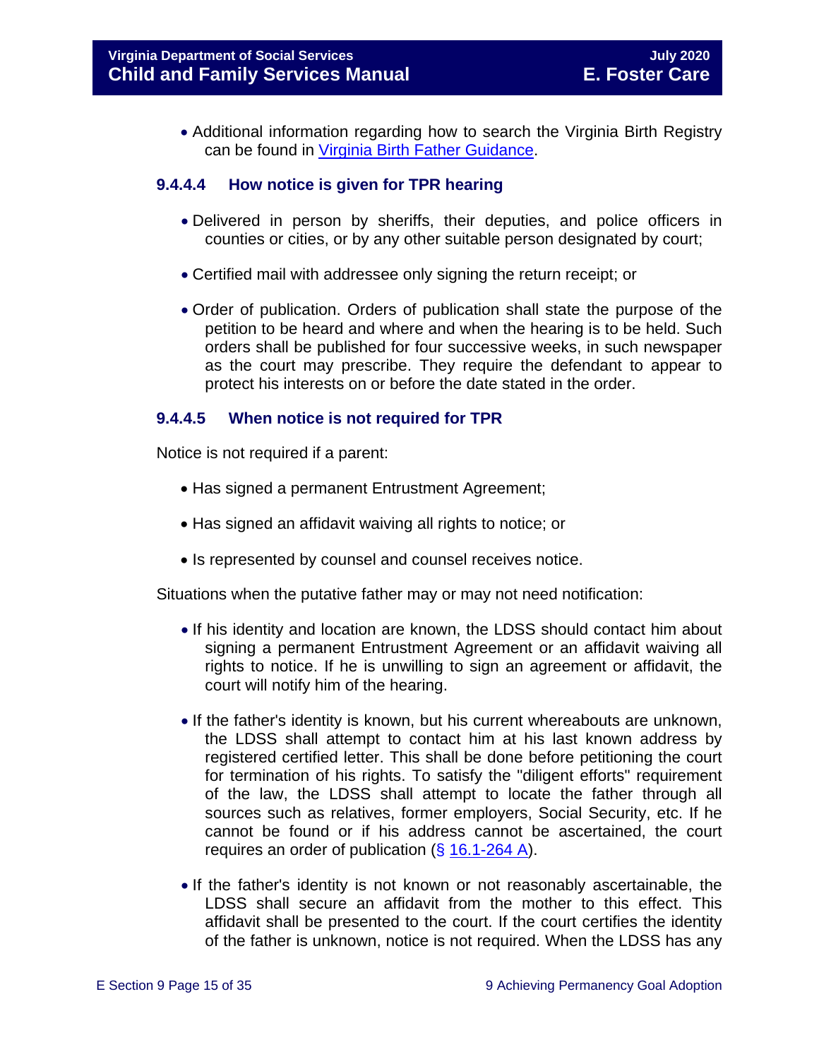- Additional information regarding how to search the Virginia Birth Registry can be found in [Virginia Birth Father Guidance](#).

### 9.4.4.4 How notice is given for TPR hearing

- Delivered in person by sheriffs, their deputies, and police officers in counties or cities, or by any other suitable person designated by court;
- Certified mail with addressee only signing the return receipt; or
- Order of publication. Orders of publication shall state the purpose of the petition to be heard and where and when the hearing is to be held. Such orders shall be published for four successive weeks, in such newspaper as the court may prescribe. They require the defendant to appear to protect his interests on or before the date stated in the order.

### 9.4.4.5 When notice is not required for TPR

Notice is not required if a parent:

- Has signed a permanent Entrustment Agreement;
- Has signed an affidavit waiving all rights to notice; or
- Is represented by counsel and counsel receives notice.

Situations when the putative father may or may not need notification:

- If his identity and location are known, the LDSS should contact him about signing a permanent Entrustment Agreement or an affidavit waiving all rights to notice. If he is unwilling to sign an agreement or affidavit, the court will notify him of the hearing.
- If the father's identity is known, but his current whereabouts are unknown, the LDSS shall attempt to contact him at his last known address by registered certified letter. This shall be done before petitioning the court for termination of his rights. To satisfy the "diligent efforts" requirement of the law, the LDSS shall attempt to locate the father through all sources such as relatives, former employers, Social Security, etc. If he cannot be found or if his address cannot be ascertained, the court requires an order of publication (§ 16.1-264 A).
- If the father's identity is not known or not reasonably ascertainable, the LDSS shall secure an affidavit from the mother to this effect. This affidavit shall be presented to the court. If the court certifies the identity of the father is unknown, notice is not required. When the LDSS has any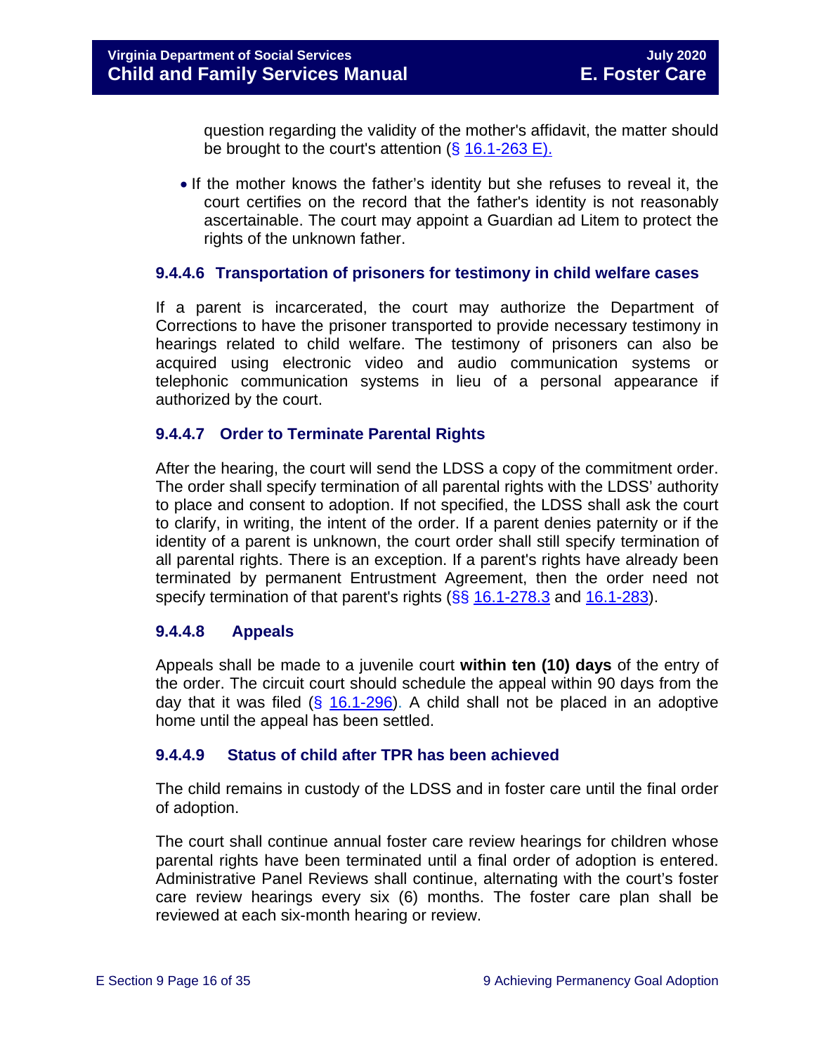question regarding the validity of the mother's affidavit, the matter should be brought to the court's attention (§ 16.1-263 E).

- If the mother knows the father's identity but she refuses to reveal it, the court certifies on the record that the father's identity is not reasonably ascertainable. The court may appoint a Guardian ad Litem to protect the rights of the unknown father.

#### 9.4.4.6 Transportation of prisoners for testimony in child welfare cases

If a parent is incarcerated, the court may authorize the Department of Corrections to have the prisoner transported to provide necessary testimony in hearings related to child welfare. The testimony of prisoners can also be acquired using electronic video and audio communication systems or telephonic communication systems in lieu of a personal appearance if authorized by the court.

#### 9.4.4.7 Order to Terminate Parental Rights

After the hearing, the court will send the LDSS a copy of the commitment order. The order shall specify termination of all parental rights with the LDSS' authority to place and consent to adoption. If not specified, the LDSS shall ask the court to clarify, in writing, the intent of the order. If a parent denies paternity or if the identity of a parent is unknown, the court order shall still specify termination of all parental rights. There is an exception. If a parent's rights have already been terminated by permanent Entrustment Agreement, then the order need not specify termination of that parent's rights (§§ 16.1-278.3 and 16.1-283).

#### 9.4.4.8 Appeals

Appeals shall be made to a juvenile court **within ten (10) days** of the entry of the order. The circuit court should schedule the appeal within 90 days from the day that it was filed (§ 16.1-296). A child shall not be placed in an adoptive home until the appeal has been settled.

#### 9.4.4.9 Status of child after TPR has been achieved

The child remains in custody of the LDSS and in foster care until the final order of adoption.

The court shall continue annual foster care review hearings for children whose parental rights have been terminated until a final order of adoption is entered. Administrative Panel Reviews shall continue, alternating with the court's foster care review hearings every six (6) months. The foster care plan shall be reviewed at each six-month hearing or review.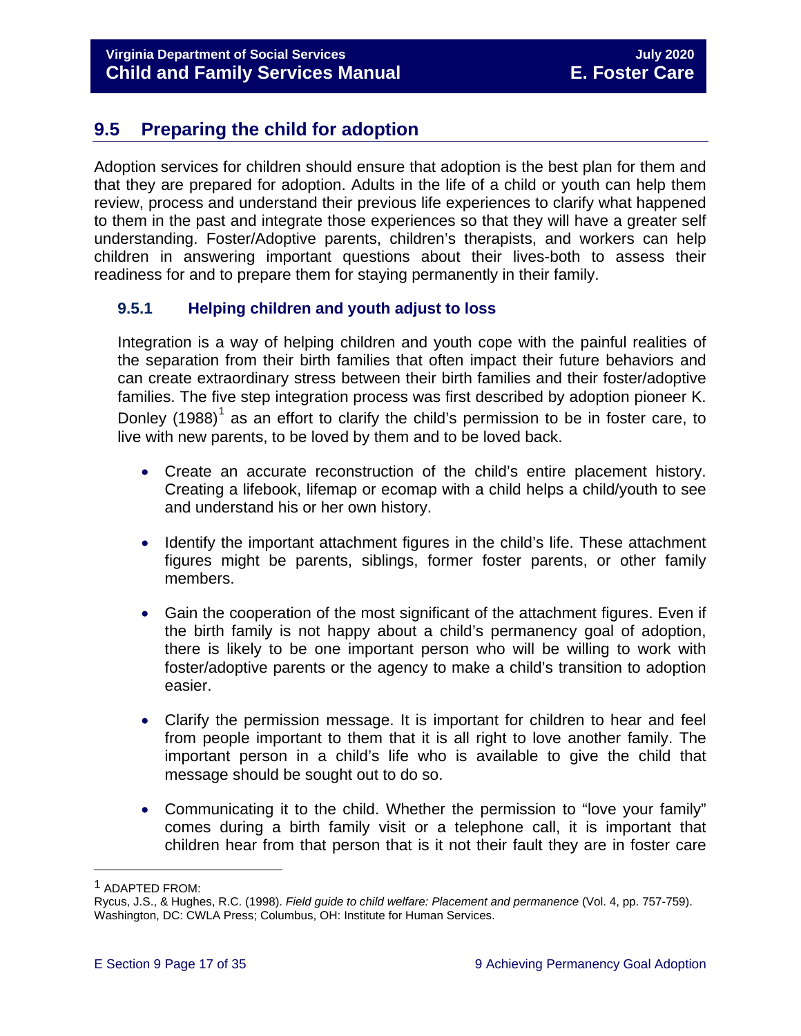## 9.5 Preparing the child for adoption

Adoption services for children should ensure that adoption is the best plan for them and that they are prepared for adoption. Adults in the life of a child or youth can help them review, process and understand their previous life experiences to clarify what happened to them in the past and integrate those experiences so that they will have a greater self understanding. Foster/Adoptive parents, children's therapists, and workers can help children in answering important questions about their lives-both to assess their readiness for and to prepare them for staying permanently in their family.

### 9.5.1 Helping children and youth adjust to loss

Integration is a way of helping children and youth cope with the painful realities of the separation from their birth families that often impact their future behaviors and can create extraordinary stress between their birth families and their foster/adoptive families. The five step integration process was first described by adoption pioneer K. Donley (1988)[1] as an effort to clarify the child's permission to be in foster care, to live with new parents, to be loved by them and to be loved back.

- Create an accurate reconstruction of the child's entire placement history. Creating a lifebook, lifemap or ecomap with a child helps a child/youth to see and understand his or her own history.
- Identify the important attachment figures in the child's life. These attachment figures might be parents, siblings, former foster parents, or other family members.
- Gain the cooperation of the most significant of the attachment figures. Even if the birth family is not happy about a child's permanency goal of adoption, there is likely to be one important person who will be willing to work with foster/adoptive parents or the agency to make a child's transition to adoption easier.
- Clarify the permission message. It is important for children to hear and feel from people important to them that it is all right to love another family. The important person in a child's life who is available to give the child that message should be sought out to do so.
- Communicating it to the child. Whether the permission to "love your family" comes during a birth family visit or a telephone call, it is important that children hear from that person that is it not their fault they are in foster care

---

[1] ADAPTED FROM:
Rycus, J.S., & Hughes, R.C. (1998). *Field guide to child welfare: Placement and permanence* (Vol. 4, pp. 757-759). Washington, DC: CWLA Press; Columbus, OH: Institute for Human Services.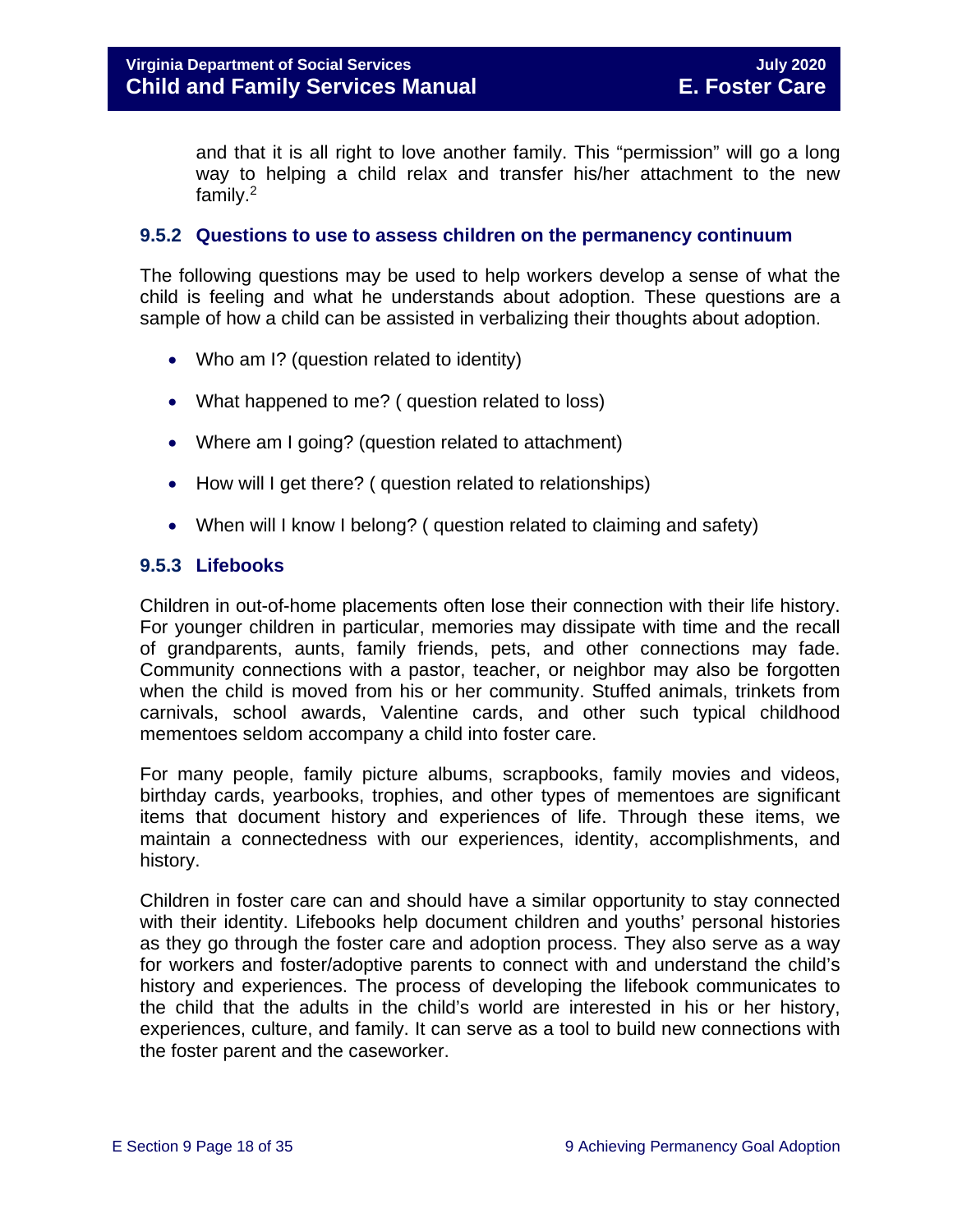and that it is all right to love another family. This "permission" will go a long way to helping a child relax and transfer his/her attachment to the new family.[2]

### 9.5.2 Questions to use to assess children on the permanency continuum

The following questions may be used to help workers develop a sense of what the child is feeling and what he understands about adoption. These questions are a sample of how a child can be assisted in verbalizing their thoughts about adoption.

- Who am I? (question related to identity)
- What happened to me? ( question related to loss)
- Where am I going? (question related to attachment)
- How will I get there? ( question related to relationships)
- When will I know I belong? ( question related to claiming and safety)

### 9.5.3 Lifebooks

Children in out-of-home placements often lose their connection with their life history. For younger children in particular, memories may dissipate with time and the recall of grandparents, aunts, family friends, pets, and other connections may fade. Community connections with a pastor, teacher, or neighbor may also be forgotten when the child is moved from his or her community. Stuffed animals, trinkets from carnivals, school awards, Valentine cards, and other such typical childhood mementoes seldom accompany a child into foster care.

For many people, family picture albums, scrapbooks, family movies and videos, birthday cards, yearbooks, trophies, and other types of mementoes are significant items that document history and experiences of life. Through these items, we maintain a connectedness with our experiences, identity, accomplishments, and history.

Children in foster care can and should have a similar opportunity to stay connected with their identity. Lifebooks help document children and youths' personal histories as they go through the foster care and adoption process. They also serve as a way for workers and foster/adoptive parents to connect with and understand the child's history and experiences. The process of developing the lifebook communicates to the child that the adults in the child's world are interested in his or her history, experiences, culture, and family. It can serve as a tool to build new connections with the foster parent and the caseworker.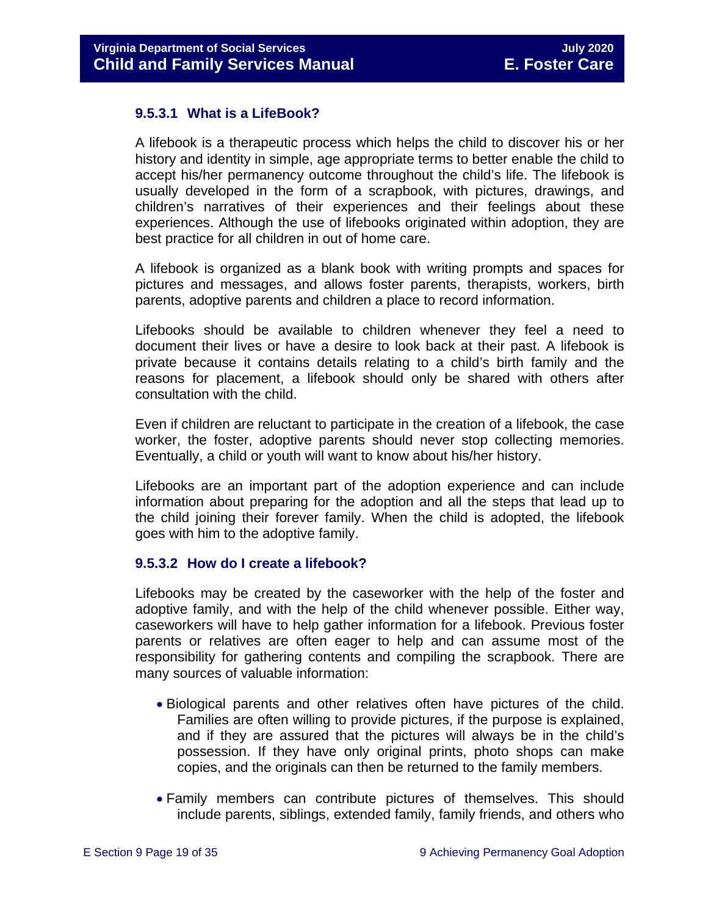### 9.5.3.1 What is a LifeBook?

A lifebook is a therapeutic process which helps the child to discover his or her history and identity in simple, age appropriate terms to better enable the child to accept his/her permanency outcome throughout the child's life. The lifebook is usually developed in the form of a scrapbook, with pictures, drawings, and children's narratives of their experiences and their feelings about these experiences. Although the use of lifebooks originated within adoption, they are best practice for all children in out of home care.

A lifebook is organized as a blank book with writing prompts and spaces for pictures and messages, and allows foster parents, therapists, workers, birth parents, adoptive parents and children a place to record information.

Lifebooks should be available to children whenever they feel a need to document their lives or have a desire to look back at their past. A lifebook is private because it contains details relating to a child's birth family and the reasons for placement, a lifebook should only be shared with others after consultation with the child.

Even if children are reluctant to participate in the creation of a lifebook, the case worker, the foster, adoptive parents should never stop collecting memories. Eventually, a child or youth will want to know about his/her history.

Lifebooks are an important part of the adoption experience and can include information about preparing for the adoption and all the steps that lead up to the child joining their forever family. When the child is adopted, the lifebook goes with him to the adoptive family.

### 9.5.3.2 How do I create a lifebook?

Lifebooks may be created by the caseworker with the help of the foster and adoptive family, and with the help of the child whenever possible. Either way, caseworkers will have to help gather information for a lifebook. Previous foster parents or relatives are often eager to help and can assume most of the responsibility for gathering contents and compiling the scrapbook. There are many sources of valuable information:

- Biological parents and other relatives often have pictures of the child. Families are often willing to provide pictures, if the purpose is explained, and if they are assured that the pictures will always be in the child's possession. If they have only original prints, photo shops can make copies, and the originals can then be returned to the family members.
- Family members can contribute pictures of themselves. This should include parents, siblings, extended family, family friends, and others who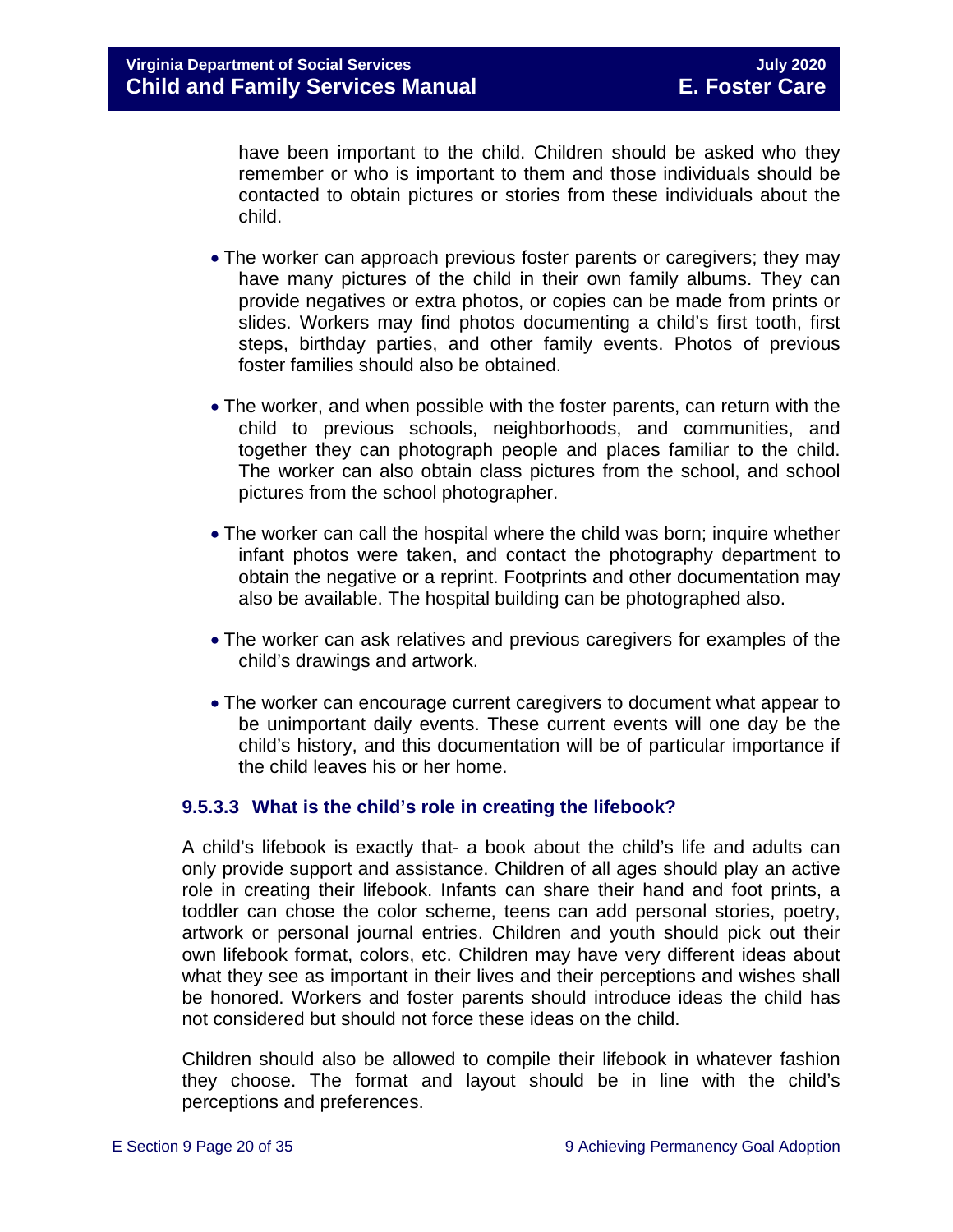have been important to the child. Children should be asked who they remember or who is important to them and those individuals should be contacted to obtain pictures or stories from these individuals about the child.

- The worker can approach previous foster parents or caregivers; they may have many pictures of the child in their own family albums. They can provide negatives or extra photos, or copies can be made from prints or slides. Workers may find photos documenting a child's first tooth, first steps, birthday parties, and other family events. Photos of previous foster families should also be obtained.

- The worker, and when possible with the foster parents, can return with the child to previous schools, neighborhoods, and communities, and together they can photograph people and places familiar to the child. The worker can also obtain class pictures from the school, and school pictures from the school photographer.

- The worker can call the hospital where the child was born; inquire whether infant photos were taken, and contact the photography department to obtain the negative or a reprint. Footprints and other documentation may also be available. The hospital building can be photographed also.

- The worker can ask relatives and previous caregivers for examples of the child's drawings and artwork.

- The worker can encourage current caregivers to document what appear to be unimportant daily events. These current events will one day be the child's history, and this documentation will be of particular importance if the child leaves his or her home.

### 9.5.3.3 What is the child's role in creating the lifebook?

A child's lifebook is exactly that- a book about the child's life and adults can only provide support and assistance. Children of all ages should play an active role in creating their lifebook. Infants can share their hand and foot prints, a toddler can chose the color scheme, teens can add personal stories, poetry, artwork or personal journal entries. Children and youth should pick out their own lifebook format, colors, etc. Children may have very different ideas about what they see as important in their lives and their perceptions and wishes shall be honored. Workers and foster parents should introduce ideas the child has not considered but should not force these ideas on the child.

Children should also be allowed to compile their lifebook in whatever fashion they choose. The format and layout should be in line with the child's perceptions and preferences.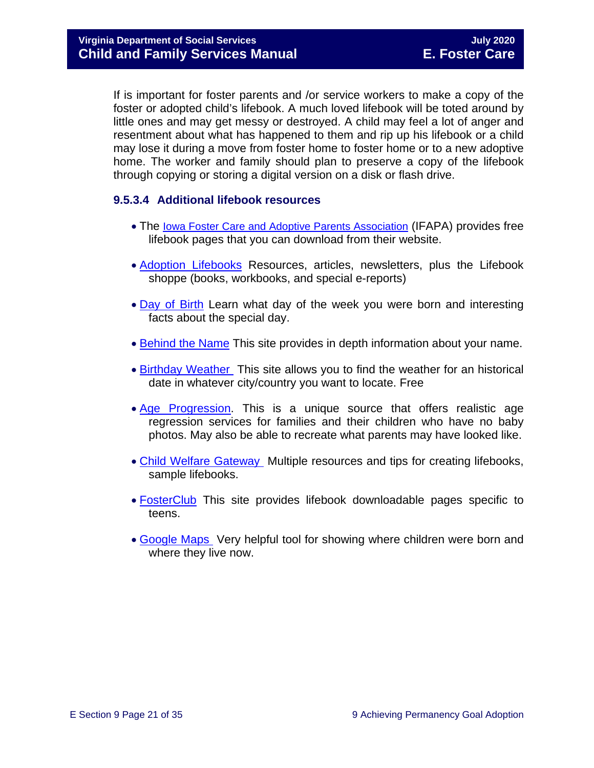If is important for foster parents and /or service workers to make a copy of the foster or adopted child's lifebook. A much loved lifebook will be toted around by little ones and may get messy or destroyed. A child may feel a lot of anger and resentment about what has happened to them and rip up his lifebook or a child may lose it during a move from foster home to foster home or to a new adoptive home. The worker and family should plan to preserve a copy of the lifebook through copying or storing a digital version on a disk or flash drive.

### 9.5.3.4 Additional lifebook resources

- The Iowa Foster Care and Adoptive Parents Association (IFAPA) provides free lifebook pages that you can download from their website.
- Adoption Lifebooks Resources, articles, newsletters, plus the Lifebook shoppe (books, workbooks, and special e-reports)
- Day of Birth Learn what day of the week you were born and interesting facts about the special day.
- Behind the Name This site provides in depth information about your name.
- Birthday Weather This site allows you to find the weather for an historical date in whatever city/country you want to locate. Free
- Age Progression. This is a unique source that offers realistic age regression services for families and their children who have no baby photos. May also be able to recreate what parents may have looked like.
- Child Welfare Gateway Multiple resources and tips for creating lifebooks, sample lifebooks.
- FosterClub This site provides lifebook downloadable pages specific to teens.
- Google Maps Very helpful tool for showing where children were born and where they live now.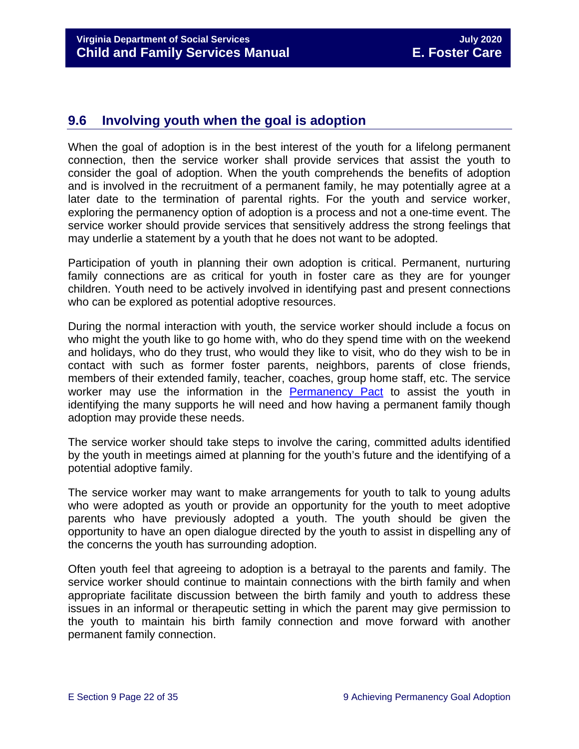## 9.6 Involving youth when the goal is adoption

When the goal of adoption is in the best interest of the youth for a lifelong permanent connection, then the service worker shall provide services that assist the youth to consider the goal of adoption. When the youth comprehends the benefits of adoption and is involved in the recruitment of a permanent family, he may potentially agree at a later date to the termination of parental rights. For the youth and service worker, exploring the permanency option of adoption is a process and not a one-time event. The service worker should provide services that sensitively address the strong feelings that may underlie a statement by a youth that he does not want to be adopted.

Participation of youth in planning their own adoption is critical. Permanent, nurturing family connections are as critical for youth in foster care as they are for younger children. Youth need to be actively involved in identifying past and present connections who can be explored as potential adoptive resources.

During the normal interaction with youth, the service worker should include a focus on who might the youth like to go home with, who do they spend time with on the weekend and holidays, who do they trust, who would they like to visit, who do they wish to be in contact with such as former foster parents, neighbors, parents of close friends, members of their extended family, teacher, coaches, group home staff, etc. The service worker may use the information in the Permanency Pact to assist the youth in identifying the many supports he will need and how having a permanent family though adoption may provide these needs.

The service worker should take steps to involve the caring, committed adults identified by the youth in meetings aimed at planning for the youth's future and the identifying of a potential adoptive family.

The service worker may want to make arrangements for youth to talk to young adults who were adopted as youth or provide an opportunity for the youth to meet adoptive parents who have previously adopted a youth. The youth should be given the opportunity to have an open dialogue directed by the youth to assist in dispelling any of the concerns the youth has surrounding adoption.

Often youth feel that agreeing to adoption is a betrayal to the parents and family. The service worker should continue to maintain connections with the birth family and when appropriate facilitate discussion between the birth family and youth to address these issues in an informal or therapeutic setting in which the parent may give permission to the youth to maintain his birth family connection and move forward with another permanent family connection.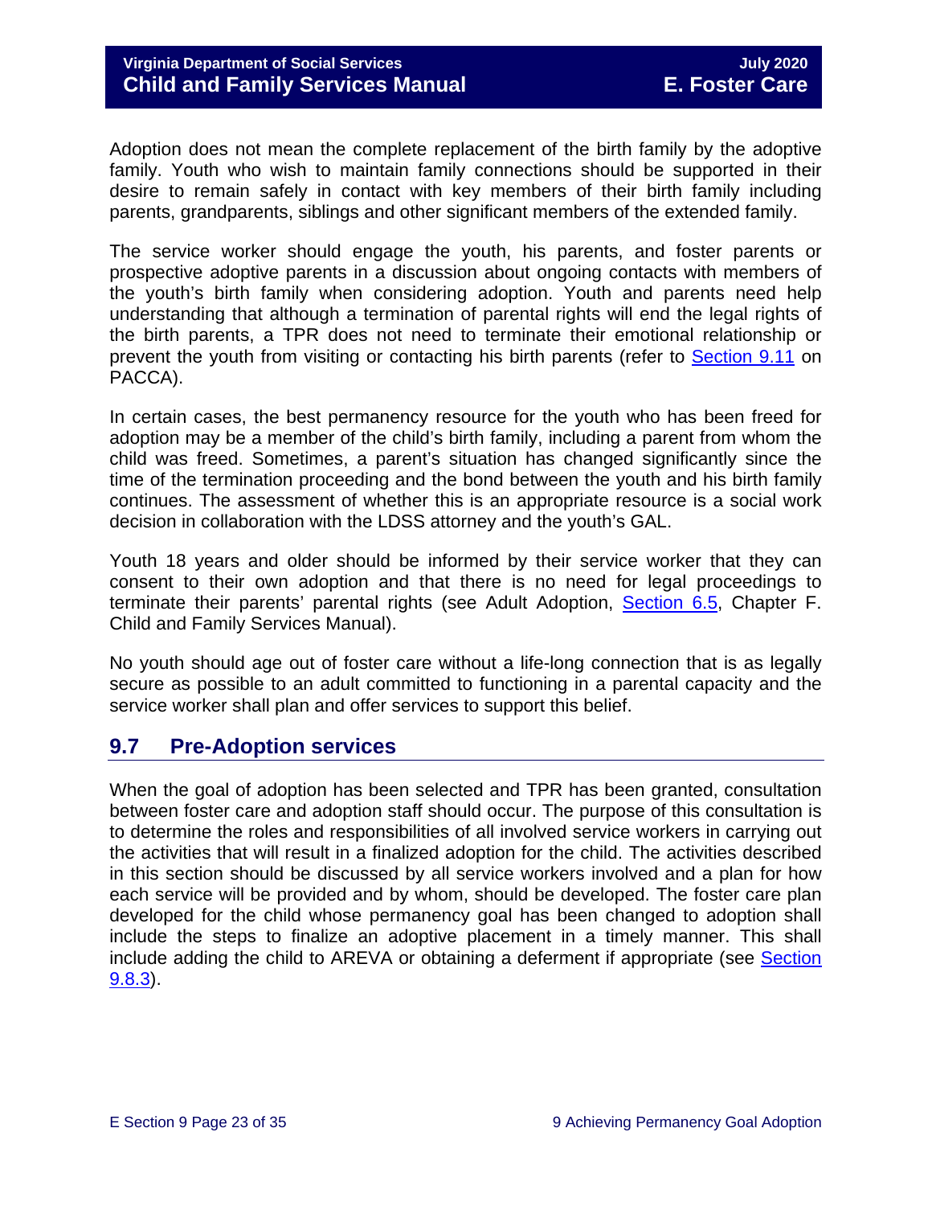Adoption does not mean the complete replacement of the birth family by the adoptive family. Youth who wish to maintain family connections should be supported in their desire to remain safely in contact with key members of their birth family including parents, grandparents, siblings and other significant members of the extended family.

The service worker should engage the youth, his parents, and foster parents or prospective adoptive parents in a discussion about ongoing contacts with members of the youth's birth family when considering adoption. Youth and parents need help understanding that although a termination of parental rights will end the legal rights of the birth parents, a TPR does not need to terminate their emotional relationship or prevent the youth from visiting or contacting his birth parents (refer to Section 9.11 on PACCA).

In certain cases, the best permanency resource for the youth who has been freed for adoption may be a member of the child's birth family, including a parent from whom the child was freed. Sometimes, a parent's situation has changed significantly since the time of the termination proceeding and the bond between the youth and his birth family continues. The assessment of whether this is an appropriate resource is a social work decision in collaboration with the LDSS attorney and the youth's GAL.

Youth 18 years and older should be informed by their service worker that they can consent to their own adoption and that there is no need for legal proceedings to terminate their parents' parental rights (see Adult Adoption, Section 6.5, Chapter F. Child and Family Services Manual).

No youth should age out of foster care without a life-long connection that is as legally secure as possible to an adult committed to functioning in a parental capacity and the service worker shall plan and offer services to support this belief.

## 9.7 Pre-Adoption services

When the goal of adoption has been selected and TPR has been granted, consultation between foster care and adoption staff should occur. The purpose of this consultation is to determine the roles and responsibilities of all involved service workers in carrying out the activities that will result in a finalized adoption for the child. The activities described in this section should be discussed by all service workers involved and a plan for how each service will be provided and by whom, should be developed. The foster care plan developed for the child whose permanency goal has been changed to adoption shall include the steps to finalize an adoptive placement in a timely manner. This shall include adding the child to AREVA or obtaining a deferment if appropriate (see Section 9.8.3).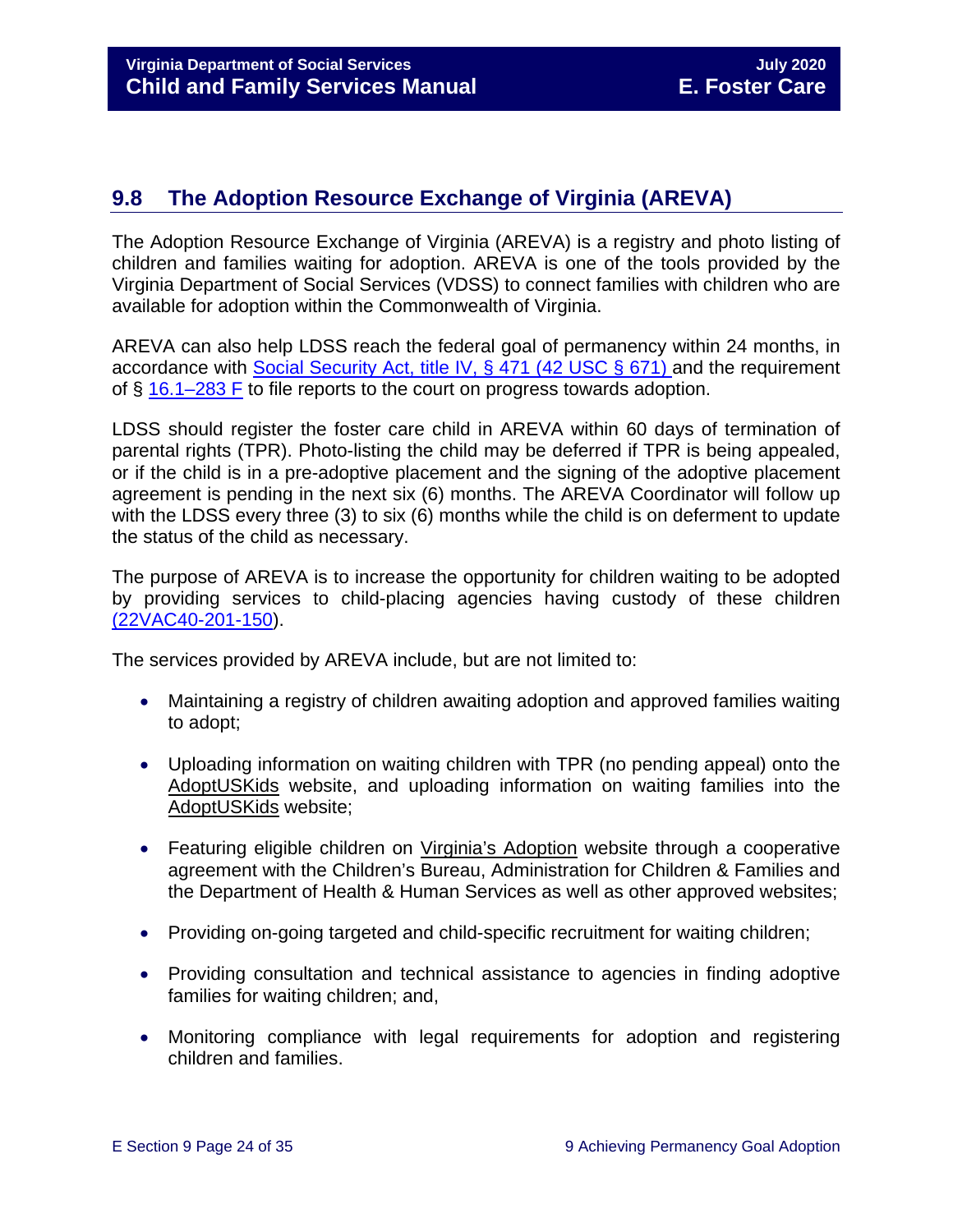## 9.8 The Adoption Resource Exchange of Virginia (AREVA)

The Adoption Resource Exchange of Virginia (AREVA) is a registry and photo listing of children and families waiting for adoption. AREVA is one of the tools provided by the Virginia Department of Social Services (VDSS) to connect families with children who are available for adoption within the Commonwealth of Virginia.

AREVA can also help LDSS reach the federal goal of permanency within 24 months, in accordance with Social Security Act, title IV, § 471 (42 USC § 671) and the requirement of § 16.1–283 F to file reports to the court on progress towards adoption.

LDSS should register the foster care child in AREVA within 60 days of termination of parental rights (TPR). Photo-listing the child may be deferred if TPR is being appealed, or if the child is in a pre-adoptive placement and the signing of the adoptive placement agreement is pending in the next six (6) months. The AREVA Coordinator will follow up with the LDSS every three (3) to six (6) months while the child is on deferment to update the status of the child as necessary.

The purpose of AREVA is to increase the opportunity for children waiting to be adopted by providing services to child-placing agencies having custody of these children (22VAC40-201-150).

The services provided by AREVA include, but are not limited to:

- Maintaining a registry of children awaiting adoption and approved families waiting to adopt;
- Uploading information on waiting children with TPR (no pending appeal) onto the AdoptUSKids website, and uploading information on waiting families into the AdoptUSKids website;
- Featuring eligible children on Virginia's Adoption website through a cooperative agreement with the Children's Bureau, Administration for Children & Families and the Department of Health & Human Services as well as other approved websites;
- Providing on-going targeted and child-specific recruitment for waiting children;
- Providing consultation and technical assistance to agencies in finding adoptive families for waiting children; and,
- Monitoring compliance with legal requirements for adoption and registering children and families.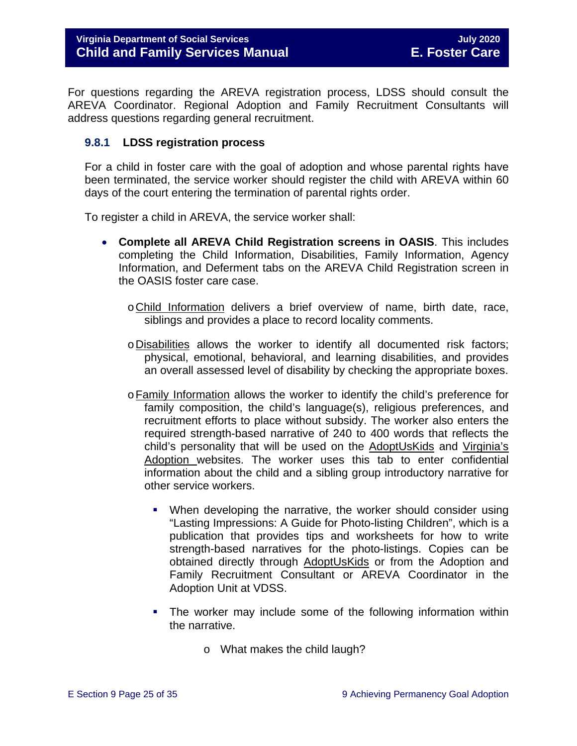For questions regarding the AREVA registration process, LDSS should consult the AREVA Coordinator. Regional Adoption and Family Recruitment Consultants will address questions regarding general recruitment.

### 9.8.1 LDSS registration process

For a child in foster care with the goal of adoption and whose parental rights have been terminated, the service worker should register the child with AREVA within 60 days of the court entering the termination of parental rights order.

To register a child in AREVA, the service worker shall:

- **Complete all AREVA Child Registration screens in OASIS**. This includes completing the Child Information, Disabilities, Family Information, Agency Information, and Deferment tabs on the AREVA Child Registration screen in the OASIS foster care case.
  - Child Information delivers a brief overview of name, birth date, race, siblings and provides a place to record locality comments.
  - Disabilities allows the worker to identify all documented risk factors; physical, emotional, behavioral, and learning disabilities, and provides an overall assessed level of disability by checking the appropriate boxes.
  - Family Information allows the worker to identify the child's preference for family composition, the child's language(s), religious preferences, and recruitment efforts to place without subsidy. The worker also enters the required strength-based narrative of 240 to 400 words that reflects the child's personality that will be used on the AdoptUsKids and Virginia's Adoption websites. The worker uses this tab to enter confidential information about the child and a sibling group introductory narrative for other service workers.
    - When developing the narrative, the worker should consider using "Lasting Impressions: A Guide for Photo-listing Children", which is a publication that provides tips and worksheets for how to write strength-based narratives for the photo-listings. Copies can be obtained directly through AdoptUsKids or from the Adoption and Family Recruitment Consultant or AREVA Coordinator in the Adoption Unit at VDSS.
    - The worker may include some of the following information within the narrative.
      - What makes the child laugh?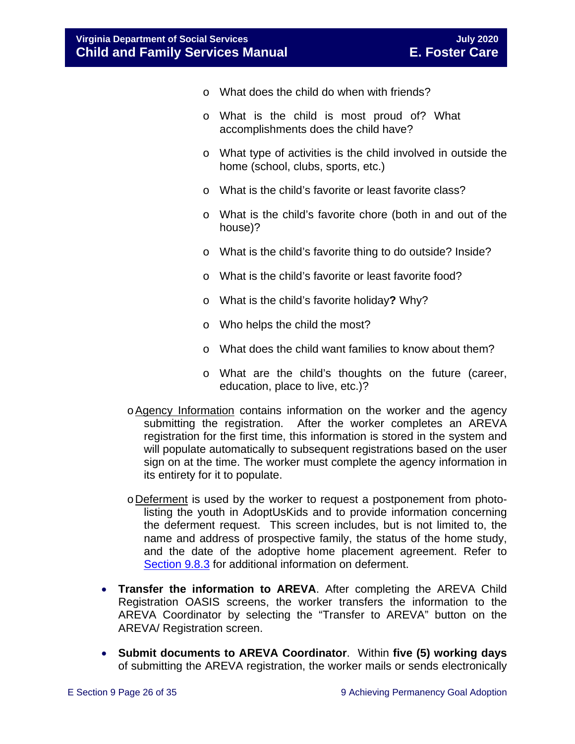- What does the child do when with friends?
    - What is the child is most proud of? What accomplishments does the child have?
    - What type of activities is the child involved in outside the home (school, clubs, sports, etc.)
    - What is the child's favorite or least favorite class?
    - What is the child's favorite chore (both in and out of the house)?
    - What is the child's favorite thing to do outside? Inside?
    - What is the child's favorite or least favorite food?
    - What is the child's favorite holiday**?** Why?
    - Who helps the child the most?
    - What does the child want families to know about them?
    - What are the child's thoughts on the future (career, education, place to live, etc.)?

  - Agency Information contains information on the worker and the agency submitting the registration. After the worker completes an AREVA registration for the first time, this information is stored in the system and will populate automatically to subsequent registrations based on the user sign on at the time. The worker must complete the agency information in its entirety for it to populate.

  - Deferment is used by the worker to request a postponement from photo-listing the youth in AdoptUsKids and to provide information concerning the deferment request. This screen includes, but is not limited to, the name and address of prospective family, the status of the home study, and the date of the adoptive home placement agreement. Refer to [Section 9.8.3](#) for additional information on deferment.

- **Transfer the information to AREVA**. After completing the AREVA Child Registration OASIS screens, the worker transfers the information to the AREVA Coordinator by selecting the "Transfer to AREVA" button on the AREVA/ Registration screen.

- **Submit documents to AREVA Coordinator**. Within **five (5) working days** of submitting the AREVA registration, the worker mails or sends electronically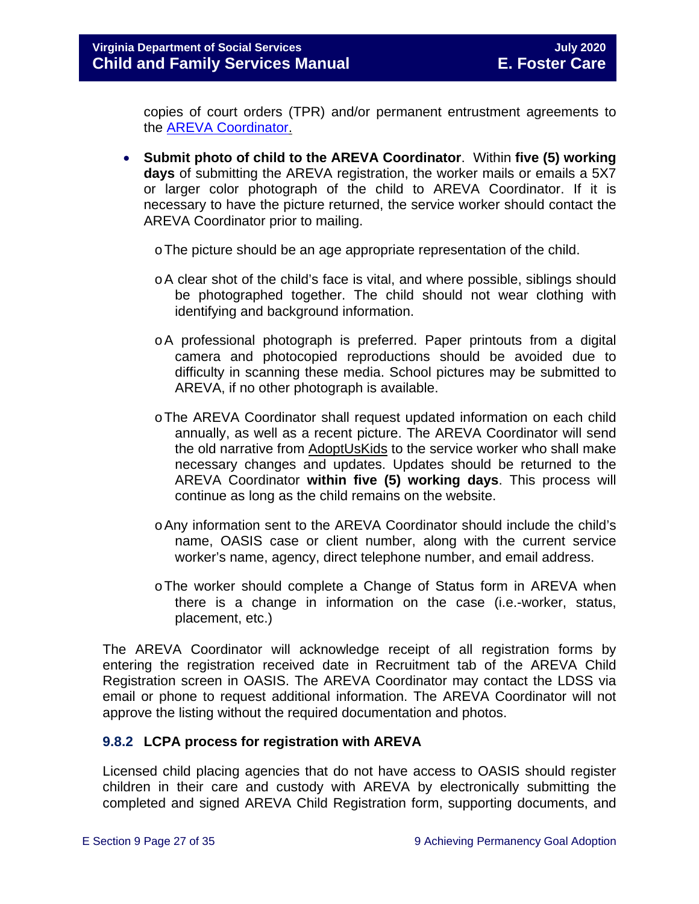copies of court orders (TPR) and/or permanent entrustment agreements to the AREVA Coordinator.

- **Submit photo of child to the AREVA Coordinator**. Within **five (5) working days** of submitting the AREVA registration, the worker mails or emails a 5X7 or larger color photograph of the child to AREVA Coordinator. If it is necessary to have the picture returned, the service worker should contact the AREVA Coordinator prior to mailing.
  - The picture should be an age appropriate representation of the child.
  - A clear shot of the child's face is vital, and where possible, siblings should be photographed together. The child should not wear clothing with identifying and background information.
  - A professional photograph is preferred. Paper printouts from a digital camera and photocopied reproductions should be avoided due to difficulty in scanning these media. School pictures may be submitted to AREVA, if no other photograph is available.
  - The AREVA Coordinator shall request updated information on each child annually, as well as a recent picture. The AREVA Coordinator will send the old narrative from AdoptUsKids to the service worker who shall make necessary changes and updates. Updates should be returned to the AREVA Coordinator **within five (5) working days**. This process will continue as long as the child remains on the website.
  - Any information sent to the AREVA Coordinator should include the child's name, OASIS case or client number, along with the current service worker's name, agency, direct telephone number, and email address.
  - The worker should complete a Change of Status form in AREVA when there is a change in information on the case (i.e.-worker, status, placement, etc.)

The AREVA Coordinator will acknowledge receipt of all registration forms by entering the registration received date in Recruitment tab of the AREVA Child Registration screen in OASIS. The AREVA Coordinator may contact the LDSS via email or phone to request additional information. The AREVA Coordinator will not approve the listing without the required documentation and photos.

### 9.8.2 LCPA process for registration with AREVA

Licensed child placing agencies that do not have access to OASIS should register children in their care and custody with AREVA by electronically submitting the completed and signed AREVA Child Registration form, supporting documents, and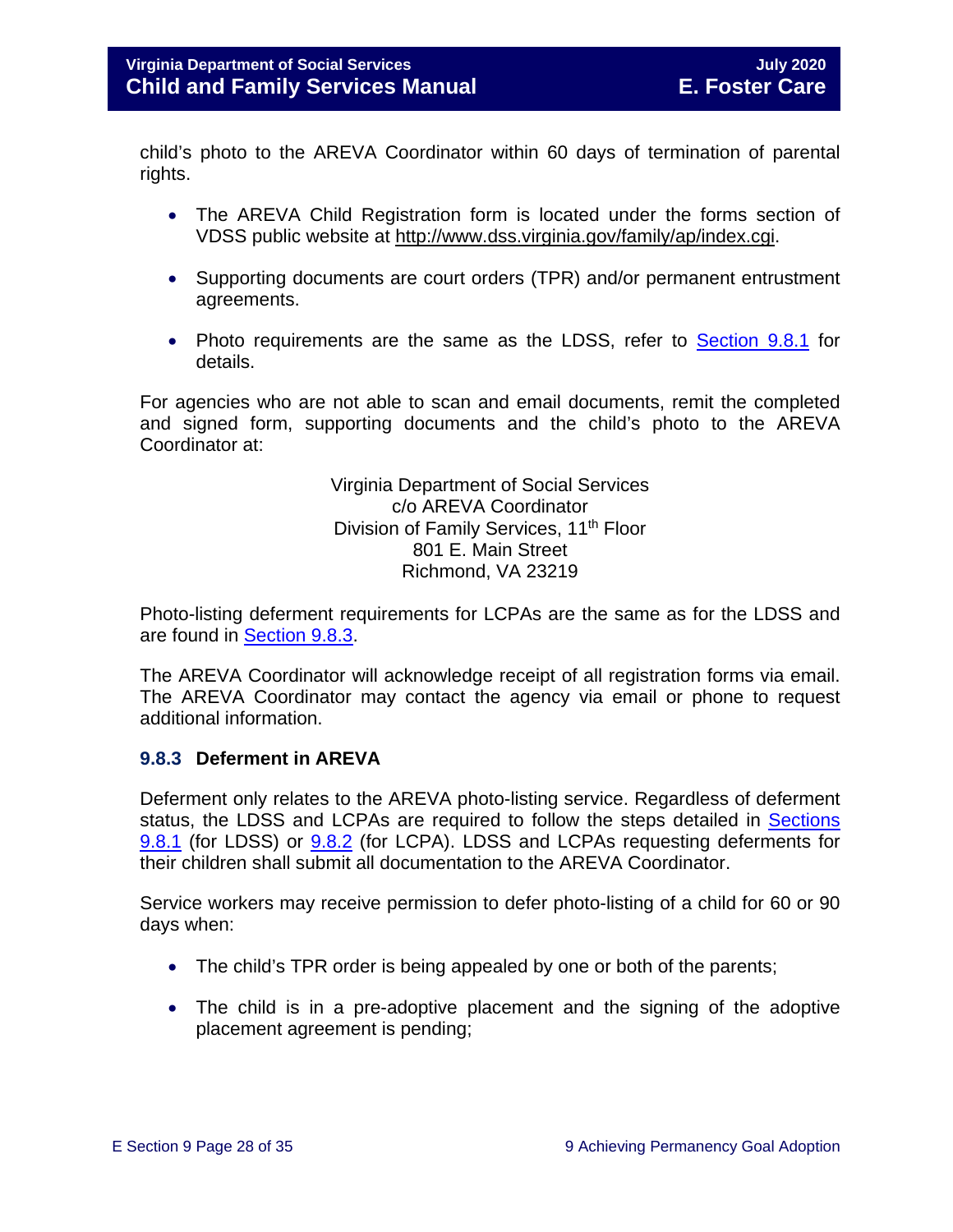child's photo to the AREVA Coordinator within 60 days of termination of parental rights.

- The AREVA Child Registration form is located under the forms section of VDSS public website at http://www.dss.virginia.gov/family/ap/index.cgi.
- Supporting documents are court orders (TPR) and/or permanent entrustment agreements.
- Photo requirements are the same as the LDSS, refer to Section 9.8.1 for details.

For agencies who are not able to scan and email documents, remit the completed and signed form, supporting documents and the child's photo to the AREVA Coordinator at:

Virginia Department of Social Services
c/o AREVA Coordinator
Division of Family Services, 11th Floor
801 E. Main Street
Richmond, VA 23219

Photo-listing deferment requirements for LCPAs are the same as for the LDSS and are found in Section 9.8.3.

The AREVA Coordinator will acknowledge receipt of all registration forms via email. The AREVA Coordinator may contact the agency via email or phone to request additional information.

### 9.8.3 Deferment in AREVA

Deferment only relates to the AREVA photo-listing service. Regardless of deferment status, the LDSS and LCPAs are required to follow the steps detailed in Sections 9.8.1 (for LDSS) or 9.8.2 (for LCPA). LDSS and LCPAs requesting deferments for their children shall submit all documentation to the AREVA Coordinator.

Service workers may receive permission to defer photo-listing of a child for 60 or 90 days when:

- The child's TPR order is being appealed by one or both of the parents;
- The child is in a pre-adoptive placement and the signing of the adoptive placement agreement is pending;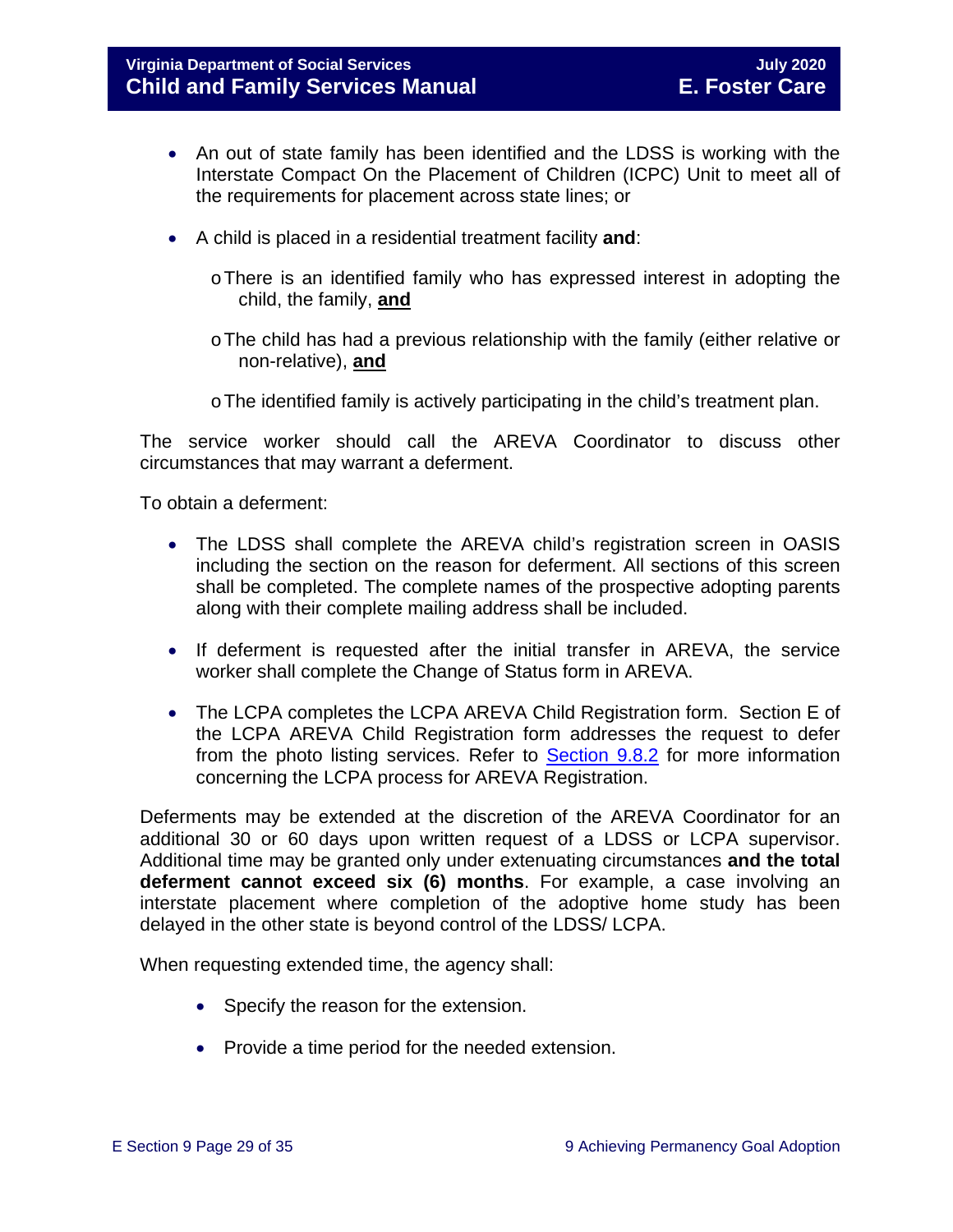- An out of state family has been identified and the LDSS is working with the Interstate Compact On the Placement of Children (ICPC) Unit to meet all of the requirements for placement across state lines; or

- A child is placed in a residential treatment facility **and**:

  - There is an identified family who has expressed interest in adopting the child, the family, **and**

  - The child has had a previous relationship with the family (either relative or non-relative), **and**

  - The identified family is actively participating in the child's treatment plan.

The service worker should call the AREVA Coordinator to discuss other circumstances that may warrant a deferment.

To obtain a deferment:

- The LDSS shall complete the AREVA child's registration screen in OASIS including the section on the reason for deferment. All sections of this screen shall be completed. The complete names of the prospective adopting parents along with their complete mailing address shall be included.

- If deferment is requested after the initial transfer in AREVA, the service worker shall complete the Change of Status form in AREVA.

- The LCPA completes the LCPA AREVA Child Registration form. Section E of the LCPA AREVA Child Registration form addresses the request to defer from the photo listing services. Refer to Section 9.8.2 for more information concerning the LCPA process for AREVA Registration.

Deferments may be extended at the discretion of the AREVA Coordinator for an additional 30 or 60 days upon written request of a LDSS or LCPA supervisor. Additional time may be granted only under extenuating circumstances **and the total deferment cannot exceed six (6) months**. For example, a case involving an interstate placement where completion of the adoptive home study has been delayed in the other state is beyond control of the LDSS/ LCPA.

When requesting extended time, the agency shall:

- Specify the reason for the extension.

- Provide a time period for the needed extension.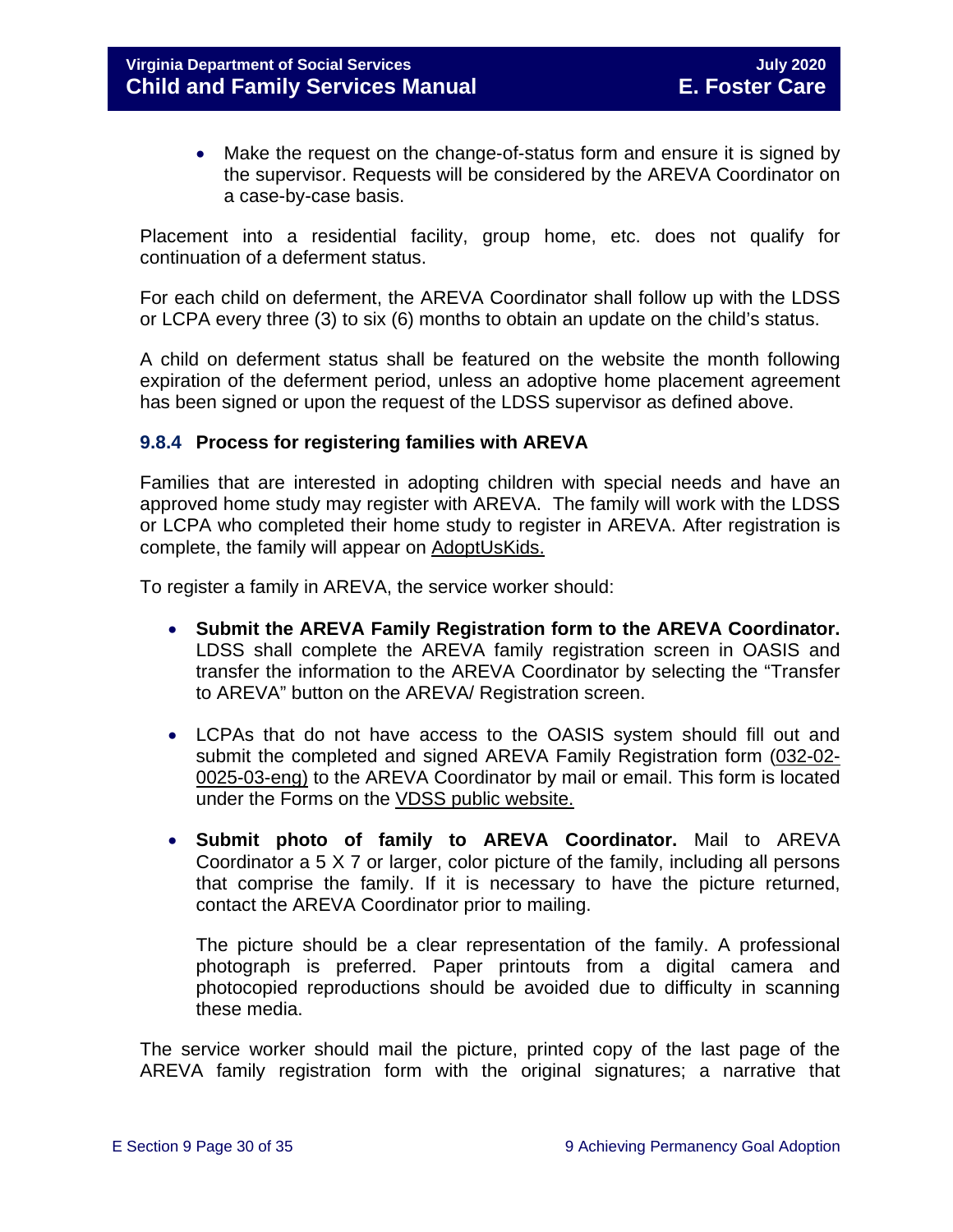- Make the request on the change-of-status form and ensure it is signed by the supervisor. Requests will be considered by the AREVA Coordinator on a case-by-case basis.

Placement into a residential facility, group home, etc. does not qualify for continuation of a deferment status.

For each child on deferment, the AREVA Coordinator shall follow up with the LDSS or LCPA every three (3) to six (6) months to obtain an update on the child's status.

A child on deferment status shall be featured on the website the month following expiration of the deferment period, unless an adoptive home placement agreement has been signed or upon the request of the LDSS supervisor as defined above.

### 9.8.4 Process for registering families with AREVA

Families that are interested in adopting children with special needs and have an approved home study may register with AREVA. The family will work with the LDSS or LCPA who completed their home study to register in AREVA. After registration is complete, the family will appear on AdoptUsKids.

To register a family in AREVA, the service worker should:

- **Submit the AREVA Family Registration form to the AREVA Coordinator.** LDSS shall complete the AREVA family registration screen in OASIS and transfer the information to the AREVA Coordinator by selecting the "Transfer to AREVA" button on the AREVA/ Registration screen.

- LCPAs that do not have access to the OASIS system should fill out and submit the completed and signed AREVA Family Registration form (032-02-0025-03-eng) to the AREVA Coordinator by mail or email. This form is located under the Forms on the VDSS public website.

- **Submit photo of family to AREVA Coordinator.** Mail to AREVA Coordinator a 5 X 7 or larger, color picture of the family, including all persons that comprise the family. If it is necessary to have the picture returned, contact the AREVA Coordinator prior to mailing.

  The picture should be a clear representation of the family. A professional photograph is preferred. Paper printouts from a digital camera and photocopied reproductions should be avoided due to difficulty in scanning these media.

The service worker should mail the picture, printed copy of the last page of the AREVA family registration form with the original signatures; a narrative that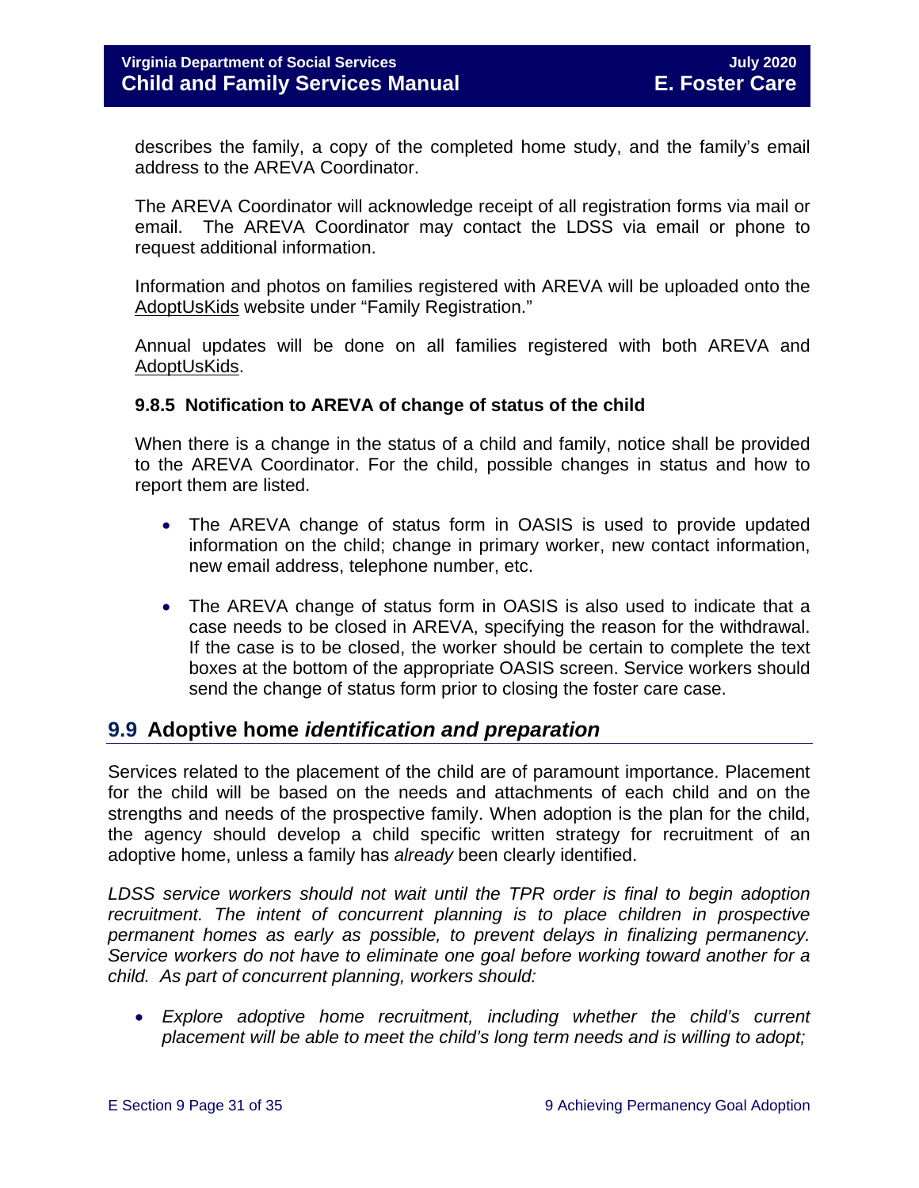describes the family, a copy of the completed home study, and the family's email address to the AREVA Coordinator.

The AREVA Coordinator will acknowledge receipt of all registration forms via mail or email. The AREVA Coordinator may contact the LDSS via email or phone to request additional information.

Information and photos on families registered with AREVA will be uploaded onto the AdoptUsKids website under "Family Registration."

Annual updates will be done on all families registered with both AREVA and AdoptUsKids.

### 9.8.5 Notification to AREVA of change of status of the child

When there is a change in the status of a child and family, notice shall be provided to the AREVA Coordinator. For the child, possible changes in status and how to report them are listed.

- The AREVA change of status form in OASIS is used to provide updated information on the child; change in primary worker, new contact information, new email address, telephone number, etc.
- The AREVA change of status form in OASIS is also used to indicate that a case needs to be closed in AREVA, specifying the reason for the withdrawal. If the case is to be closed, the worker should be certain to complete the text boxes at the bottom of the appropriate OASIS screen. Service workers should send the change of status form prior to closing the foster care case.

## 9.9 Adoptive home *identification and preparation*

Services related to the placement of the child are of paramount importance. Placement for the child will be based on the needs and attachments of each child and on the strengths and needs of the prospective family. When adoption is the plan for the child, the agency should develop a child specific written strategy for recruitment of an adoptive home, unless a family has *already* been clearly identified.

*LDSS service workers should not wait until the TPR order is final to begin adoption recruitment. The intent of concurrent planning is to place children in prospective permanent homes as early as possible, to prevent delays in finalizing permanency. Service workers do not have to eliminate one goal before working toward another for a child. As part of concurrent planning, workers should:*

- *Explore adoptive home recruitment, including whether the child's current placement will be able to meet the child's long term needs and is willing to adopt;*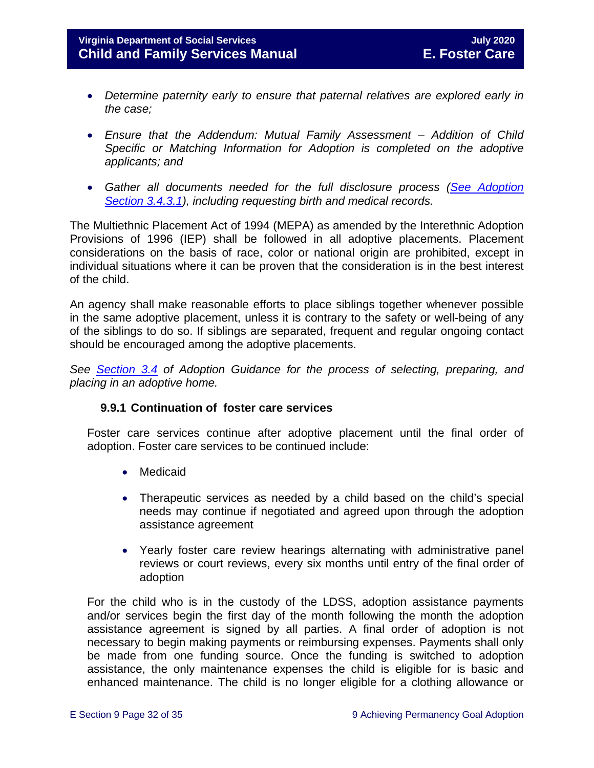- *Determine paternity early to ensure that paternal relatives are explored early in the case;*

- *Ensure that the Addendum: Mutual Family Assessment – Addition of Child Specific or Matching Information for Adoption is completed on the adoptive applicants; and*

- *Gather all documents needed for the full disclosure process ([See Adoption Section 3.4.3.1](#)), including requesting birth and medical records.*

The Multiethnic Placement Act of 1994 (MEPA) as amended by the Interethnic Adoption Provisions of 1996 (IEP) shall be followed in all adoptive placements. Placement considerations on the basis of race, color or national origin are prohibited, except in individual situations where it can be proven that the consideration is in the best interest of the child.

An agency shall make reasonable efforts to place siblings together whenever possible in the same adoptive placement, unless it is contrary to the safety or well-being of any of the siblings to do so. If siblings are separated, frequent and regular ongoing contact should be encouraged among the adoptive placements.

*See [Section 3.4](#) of Adoption Guidance for the process of selecting, preparing, and placing in an adoptive home.*

### 9.9.1 Continuation of foster care services

Foster care services continue after adoptive placement until the final order of adoption. Foster care services to be continued include:

- Medicaid

- Therapeutic services as needed by a child based on the child's special needs may continue if negotiated and agreed upon through the adoption assistance agreement

- Yearly foster care review hearings alternating with administrative panel reviews or court reviews, every six months until entry of the final order of adoption

For the child who is in the custody of the LDSS, adoption assistance payments and/or services begin the first day of the month following the month the adoption assistance agreement is signed by all parties. A final order of adoption is not necessary to begin making payments or reimbursing expenses. Payments shall only be made from one funding source. Once the funding is switched to adoption assistance, the only maintenance expenses the child is eligible for is basic and enhanced maintenance. The child is no longer eligible for a clothing allowance or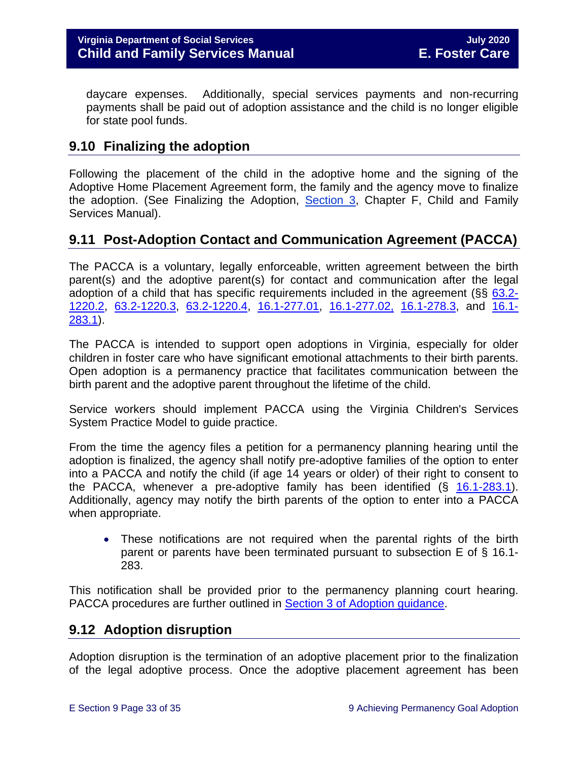daycare expenses. Additionally, special services payments and non-recurring payments shall be paid out of adoption assistance and the child is no longer eligible for state pool funds.

## 9.10 Finalizing the adoption

Following the placement of the child in the adoptive home and the signing of the Adoptive Home Placement Agreement form, the family and the agency move to finalize the adoption. (See Finalizing the Adoption, Section 3, Chapter F, Child and Family Services Manual).

## 9.11 Post-Adoption Contact and Communication Agreement (PACCA)

The PACCA is a voluntary, legally enforceable, written agreement between the birth parent(s) and the adoptive parent(s) for contact and communication after the legal adoption of a child that has specific requirements included in the agreement (§§ 63.2-1220.2, 63.2-1220.3, 63.2-1220.4, 16.1-277.01, 16.1-277.02, 16.1-278.3, and 16.1-283.1).

The PACCA is intended to support open adoptions in Virginia, especially for older children in foster care who have significant emotional attachments to their birth parents. Open adoption is a permanency practice that facilitates communication between the birth parent and the adoptive parent throughout the lifetime of the child.

Service workers should implement PACCA using the Virginia Children's Services System Practice Model to guide practice.

From the time the agency files a petition for a permanency planning hearing until the adoption is finalized, the agency shall notify pre-adoptive families of the option to enter into a PACCA and notify the child (if age 14 years or older) of their right to consent to the PACCA, whenever a pre-adoptive family has been identified (§ 16.1-283.1). Additionally, agency may notify the birth parents of the option to enter into a PACCA when appropriate.

- These notifications are not required when the parental rights of the birth parent or parents have been terminated pursuant to subsection E of § 16.1-283.

This notification shall be provided prior to the permanency planning court hearing. PACCA procedures are further outlined in Section 3 of Adoption guidance.

## 9.12 Adoption disruption

Adoption disruption is the termination of an adoptive placement prior to the finalization of the legal adoptive process. Once the adoptive placement agreement has been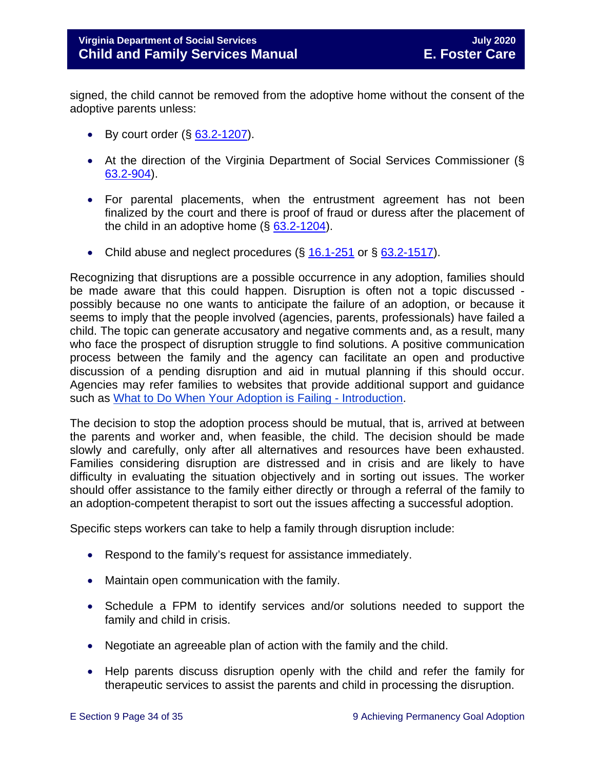signed, the child cannot be removed from the adoptive home without the consent of the adoptive parents unless:

- By court order (§ [63.2-1207](#)).
- At the direction of the Virginia Department of Social Services Commissioner (§ [63.2-904](#)).
- For parental placements, when the entrustment agreement has not been finalized by the court and there is proof of fraud or duress after the placement of the child in an adoptive home (§ [63.2-1204](#)).
- Child abuse and neglect procedures (§ [16.1-251](#) or § [63.2-1517](#)).

Recognizing that disruptions are a possible occurrence in any adoption, families should be made aware that this could happen. Disruption is often not a topic discussed - possibly because no one wants to anticipate the failure of an adoption, or because it seems to imply that the people involved (agencies, parents, professionals) have failed a child. The topic can generate accusatory and negative comments and, as a result, many who face the prospect of disruption struggle to find solutions. A positive communication process between the family and the agency can facilitate an open and productive discussion of a pending disruption and aid in mutual planning if this should occur. Agencies may refer families to websites that provide additional support and guidance such as [What to Do When Your Adoption is Failing - Introduction](#).

The decision to stop the adoption process should be mutual, that is, arrived at between the parents and worker and, when feasible, the child. The decision should be made slowly and carefully, only after all alternatives and resources have been exhausted. Families considering disruption are distressed and in crisis and are likely to have difficulty in evaluating the situation objectively and in sorting out issues. The worker should offer assistance to the family either directly or through a referral of the family to an adoption-competent therapist to sort out the issues affecting a successful adoption.

Specific steps workers can take to help a family through disruption include:

- Respond to the family's request for assistance immediately.
- Maintain open communication with the family.
- Schedule a FPM to identify services and/or solutions needed to support the family and child in crisis.
- Negotiate an agreeable plan of action with the family and the child.
- Help parents discuss disruption openly with the child and refer the family for therapeutic services to assist the parents and child in processing the disruption.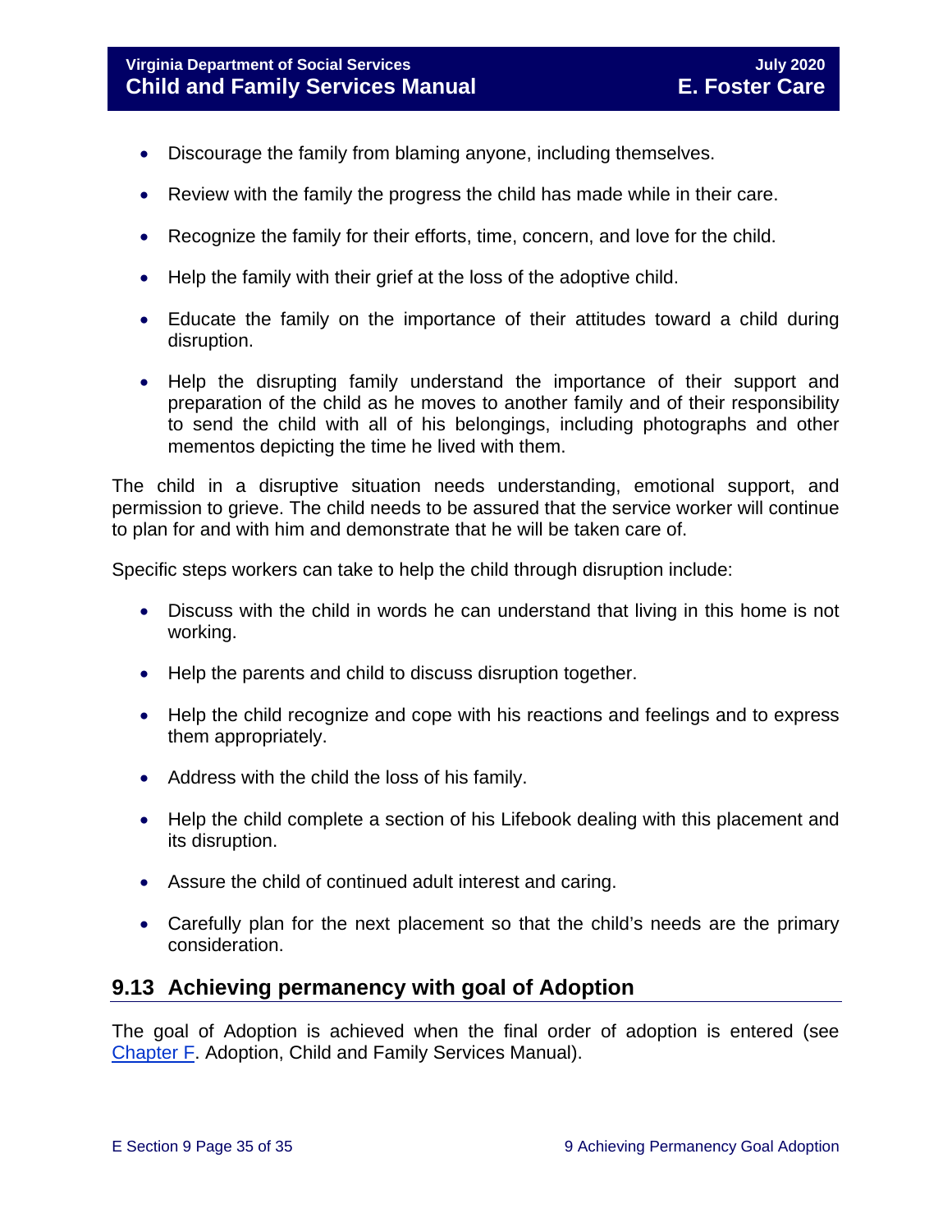- Discourage the family from blaming anyone, including themselves.
- Review with the family the progress the child has made while in their care.
- Recognize the family for their efforts, time, concern, and love for the child.
- Help the family with their grief at the loss of the adoptive child.
- Educate the family on the importance of their attitudes toward a child during disruption.
- Help the disrupting family understand the importance of their support and preparation of the child as he moves to another family and of their responsibility to send the child with all of his belongings, including photographs and other mementos depicting the time he lived with them.

The child in a disruptive situation needs understanding, emotional support, and permission to grieve. The child needs to be assured that the service worker will continue to plan for and with him and demonstrate that he will be taken care of.

Specific steps workers can take to help the child through disruption include:

- Discuss with the child in words he can understand that living in this home is not working.
- Help the parents and child to discuss disruption together.
- Help the child recognize and cope with his reactions and feelings and to express them appropriately.
- Address with the child the loss of his family.
- Help the child complete a section of his Lifebook dealing with this placement and its disruption.
- Assure the child of continued adult interest and caring.
- Carefully plan for the next placement so that the child's needs are the primary consideration.

## 9.13 Achieving permanency with goal of Adoption

The goal of Adoption is achieved when the final order of adoption is entered (see Chapter F. Adoption, Child and Family Services Manual).